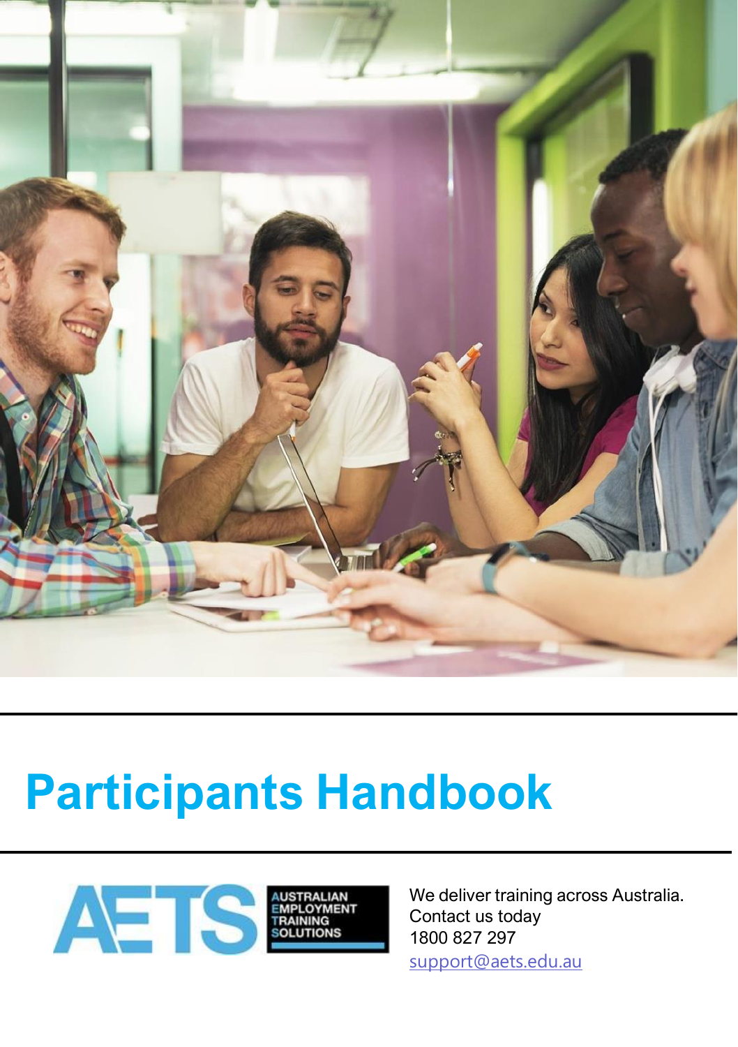# Participants Handbook

AETS AUSTRALIAN EMPLOYMENT TRAINING SOLUTIONS

We deliver training across Australia.
Contact us today
1800 827 297
support@aets.edu.au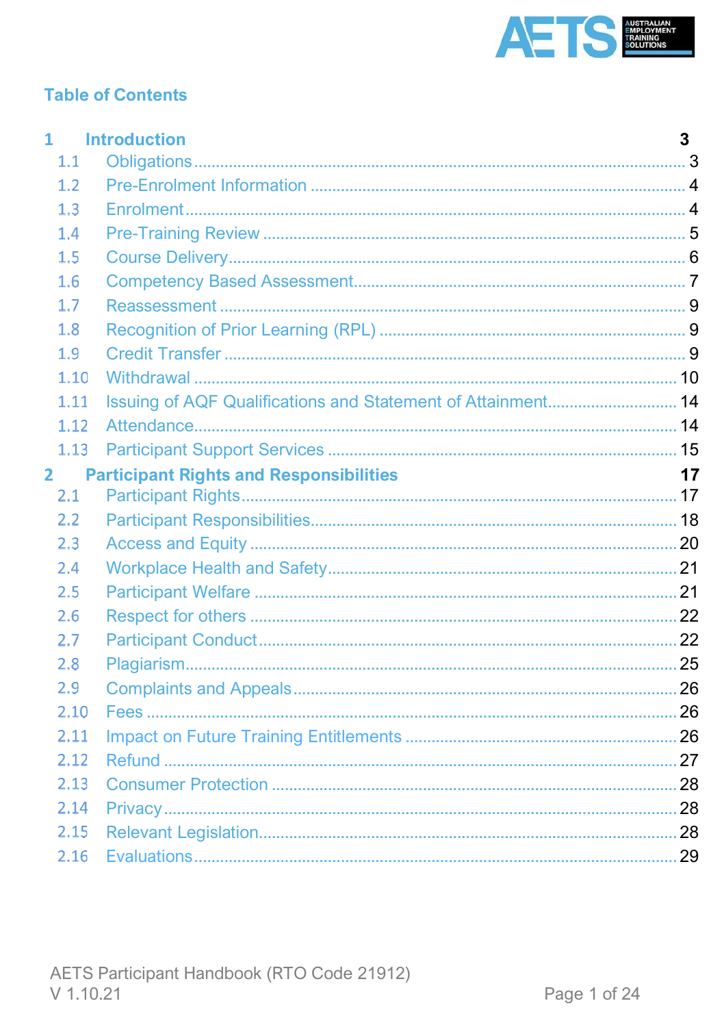## Table of Contents

| | | |
|---|---|---|
| **1** | **Introduction** | **3** |
| 1.1 | Obligations | 3 |
| 1.2 | Pre-Enrolment Information | 4 |
| 1.3 | Enrolment | 4 |
| 1.4 | Pre-Training Review | 5 |
| 1.5 | Course Delivery | 6 |
| 1.6 | Competency Based Assessment | 7 |
| 1.7 | Reassessment | 9 |
| 1.8 | Recognition of Prior Learning (RPL) | 9 |
| 1.9 | Credit Transfer | 9 |
| 1.10 | Withdrawal | 10 |
| 1.11 | Issuing of AQF Qualifications and Statement of Attainment | 14 |
| 1.12 | Attendance | 14 |
| 1.13 | Participant Support Services | 15 |
| **2** | **Participant Rights and Responsibilities** | **17** |
| 2.1 | Participant Rights | 17 |
| 2.2 | Participant Responsibilities | 18 |
| 2.3 | Access and Equity | 20 |
| 2.4 | Workplace Health and Safety | 21 |
| 2.5 | Participant Welfare | 21 |
| 2.6 | Respect for others | 22 |
| 2.7 | Participant Conduct | 22 |
| 2.8 | Plagiarism | 25 |
| 2.9 | Complaints and Appeals | 26 |
| 2.10 | Fees | 26 |
| 2.11 | Impact on Future Training Entitlements | 26 |
| 2.12 | Refund | 27 |
| 2.13 | Consumer Protection | 28 |
| 2.14 | Privacy | 28 |
| 2.15 | Relevant Legislation | 28 |
| 2.16 | Evaluations | 29 |

AETS Participant Handbook (RTO Code 21912)
V 1.10.21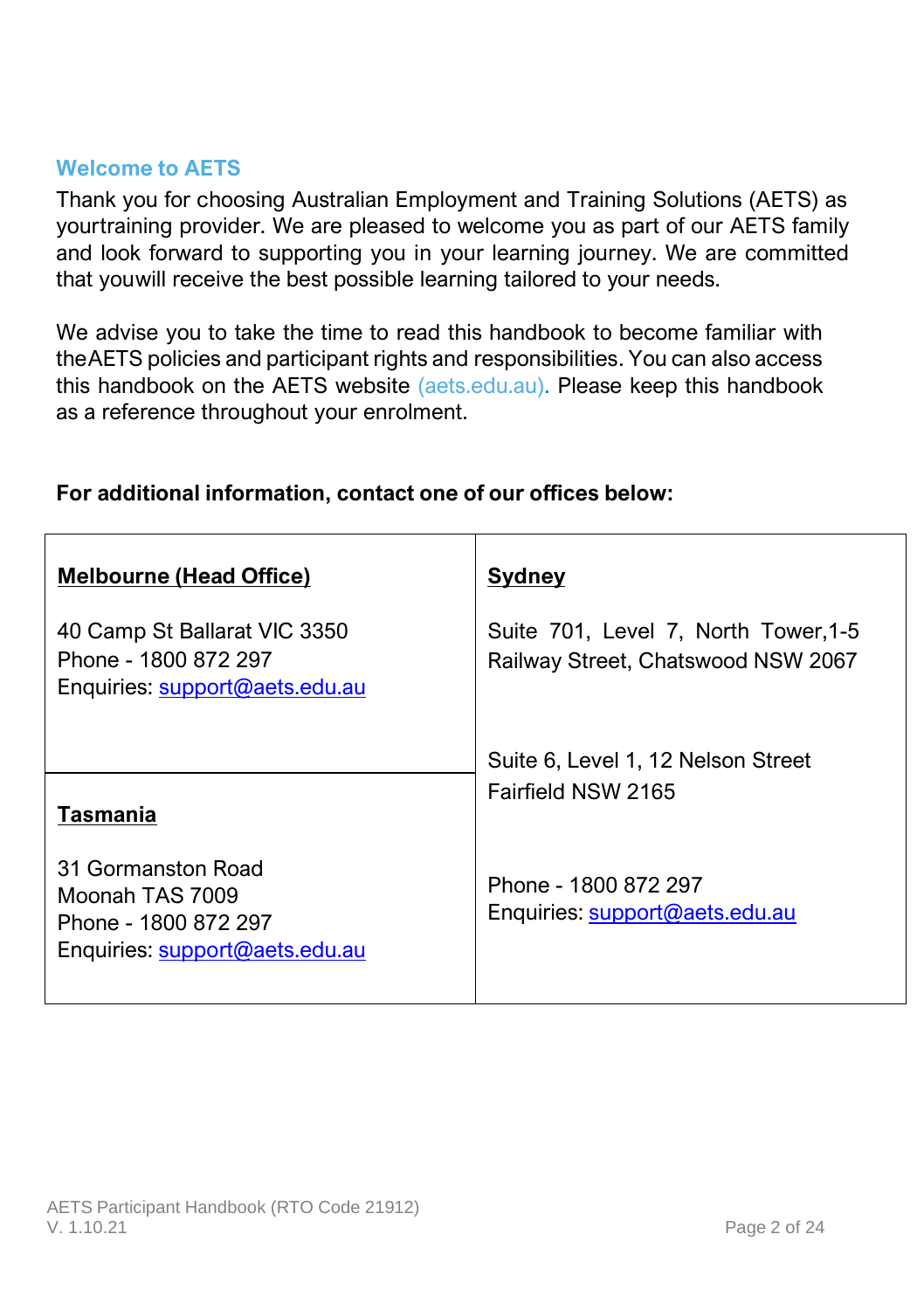## Welcome to AETS

Thank you for choosing Australian Employment and Training Solutions (AETS) as yourtraining provider. We are pleased to welcome you as part of our AETS family and look forward to supporting you in your learning journey. We are committed that youwill receive the best possible learning tailored to your needs.

We advise you to take the time to read this handbook to become familiar with theAETS policies and participant rights and responsibilities. You can also access this handbook on the AETS website (aets.edu.au). Please keep this handbook as a reference throughout your enrolment.

**For additional information, contact one of our offices below:**

| **Melbourne (Head Office)**<br><br>40 Camp St Ballarat VIC 3350<br>Phone - 1800 872 297<br>Enquiries: support@aets.edu.au | **Sydney**<br><br>Suite 701, Level 7, North Tower,1-5 Railway Street, Chatswood NSW 2067<br><br>Suite 6, Level 1, 12 Nelson Street Fairfield NSW 2165<br><br>Phone - 1800 872 297<br>Enquiries: support@aets.edu.au |
|---|---|
| **Tasmania**<br><br>31 Gormanston Road<br>Moonah TAS 7009<br>Phone - 1800 872 297<br>Enquiries: support@aets.edu.au | |

AETS Participant Handbook (RTO Code 21912)
V. 1.10.21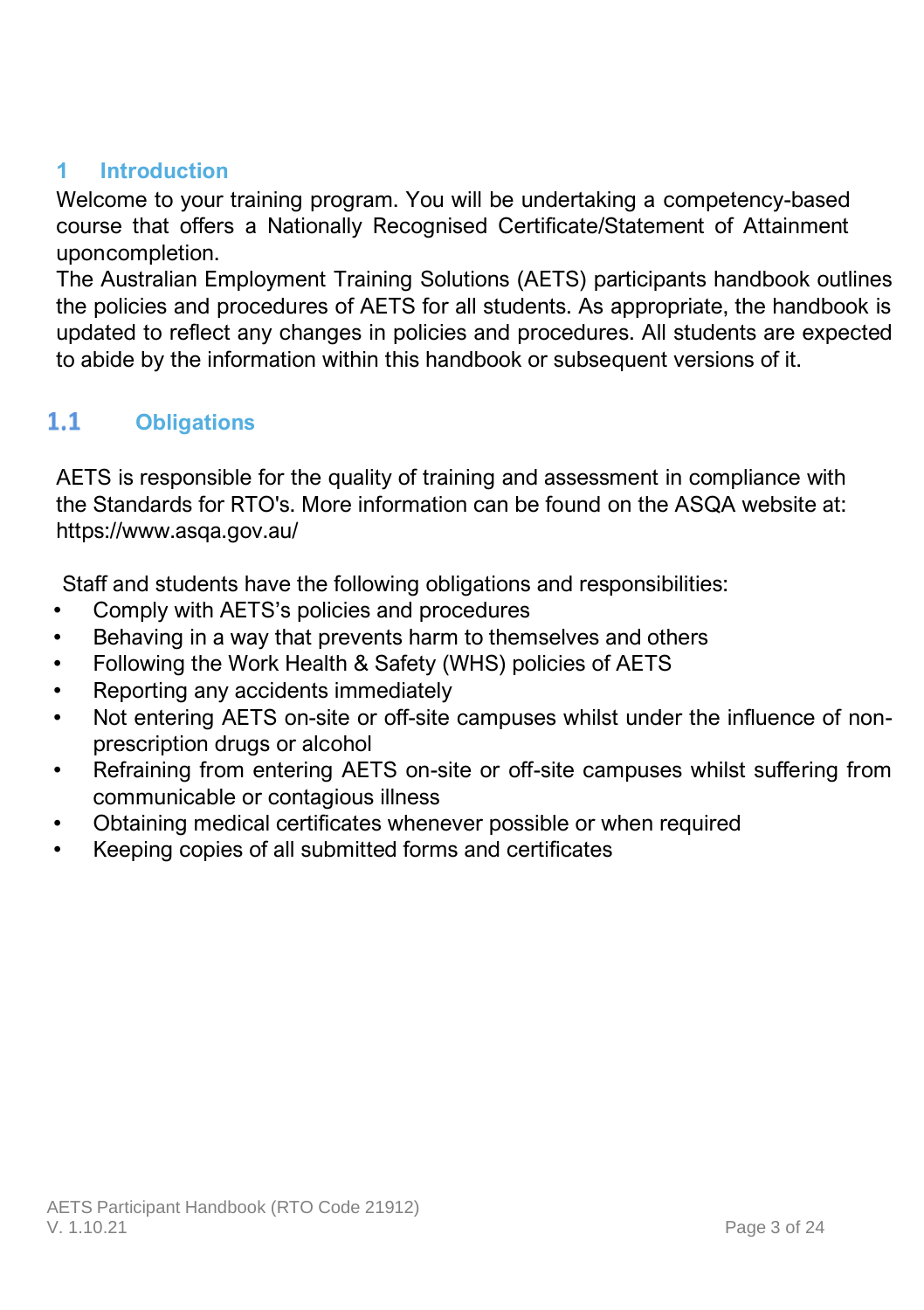# 1 Introduction

Welcome to your training program. You will be undertaking a competency-based course that offers a Nationally Recognised Certificate/Statement of Attainment uponcompletion.

The Australian Employment Training Solutions (AETS) participants handbook outlines the policies and procedures of AETS for all students. As appropriate, the handbook is updated to reflect any changes in policies and procedures. All students are expected to abide by the information within this handbook or subsequent versions of it.

## 1.1 Obligations

AETS is responsible for the quality of training and assessment in compliance with the Standards for RTO's. More information can be found on the ASQA website at: https://www.asqa.gov.au/

Staff and students have the following obligations and responsibilities:

- Comply with AETS's policies and procedures
- Behaving in a way that prevents harm to themselves and others
- Following the Work Health & Safety (WHS) policies of AETS
- Reporting any accidents immediately
- Not entering AETS on-site or off-site campuses whilst under the influence of non-prescription drugs or alcohol
- Refraining from entering AETS on-site or off-site campuses whilst suffering from communicable or contagious illness
- Obtaining medical certificates whenever possible or when required
- Keeping copies of all submitted forms and certificates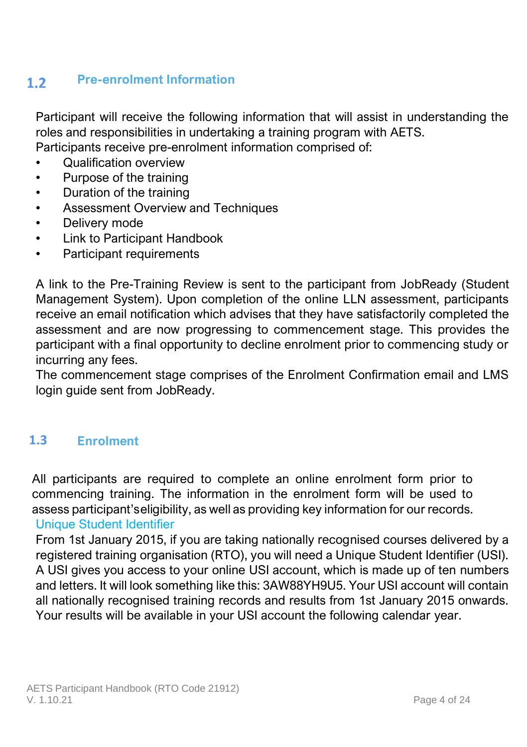## 1.2 Pre-enrolment Information

Participant will receive the following information that will assist in understanding the roles and responsibilities in undertaking a training program with AETS.
Participants receive pre-enrolment information comprised of:

- Qualification overview
- Purpose of the training
- Duration of the training
- Assessment Overview and Techniques
- Delivery mode
- Link to Participant Handbook
- Participant requirements

A link to the Pre-Training Review is sent to the participant from JobReady (Student Management System). Upon completion of the online LLN assessment, participants receive an email notification which advises that they have satisfactorily completed the assessment and are now progressing to commencement stage. This provides the participant with a final opportunity to decline enrolment prior to commencing study or incurring any fees.
The commencement stage comprises of the Enrolment Confirmation email and LMS login guide sent from JobReady.

## 1.3 Enrolment

All participants are required to complete an online enrolment form prior to commencing training. The information in the enrolment form will be used to assess participant'seligibility, as well as providing key information for our records.

Unique Student Identifier

From 1st January 2015, if you are taking nationally recognised courses delivered by a registered training organisation (RTO), you will need a Unique Student Identifier (USI). A USI gives you access to your online USI account, which is made up of ten numbers and letters. It will look something like this: 3AW88YH9U5. Your USI account will contain all nationally recognised training records and results from 1st January 2015 onwards. Your results will be available in your USI account the following calendar year.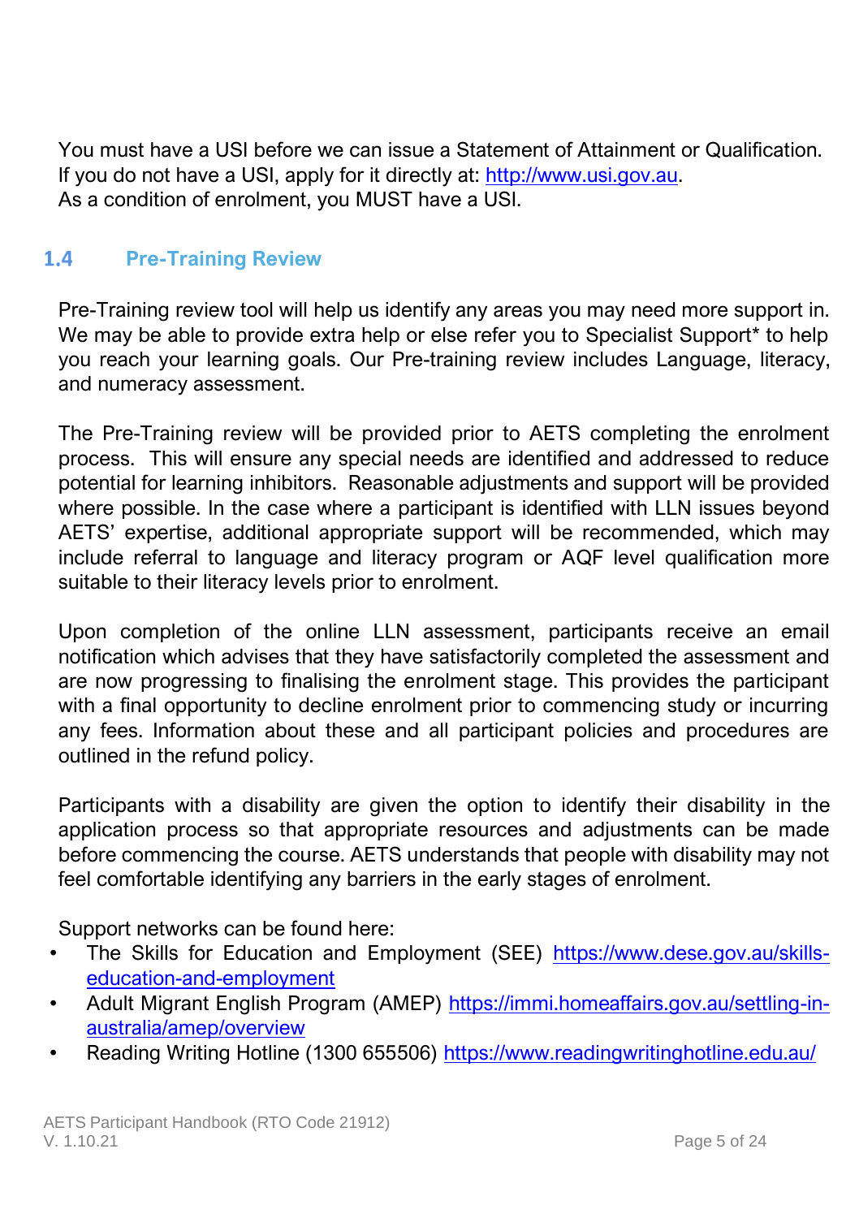You must have a USI before we can issue a Statement of Attainment or Qualification. If you do not have a USI, apply for it directly at: http://www.usi.gov.au.
As a condition of enrolment, you MUST have a USI.

## 1.4 Pre-Training Review

Pre-Training review tool will help us identify any areas you may need more support in. We may be able to provide extra help or else refer you to Specialist Support* to help you reach your learning goals. Our Pre-training review includes Language, literacy, and numeracy assessment.

The Pre-Training review will be provided prior to AETS completing the enrolment process. This will ensure any special needs are identified and addressed to reduce potential for learning inhibitors. Reasonable adjustments and support will be provided where possible. In the case where a participant is identified with LLN issues beyond AETS' expertise, additional appropriate support will be recommended, which may include referral to language and literacy program or AQF level qualification more suitable to their literacy levels prior to enrolment.

Upon completion of the online LLN assessment, participants receive an email notification which advises that they have satisfactorily completed the assessment and are now progressing to finalising the enrolment stage. This provides the participant with a final opportunity to decline enrolment prior to commencing study or incurring any fees. Information about these and all participant policies and procedures are outlined in the refund policy.

Participants with a disability are given the option to identify their disability in the application process so that appropriate resources and adjustments can be made before commencing the course. AETS understands that people with disability may not feel comfortable identifying any barriers in the early stages of enrolment.

Support networks can be found here:

- The Skills for Education and Employment (SEE) https://www.dese.gov.au/skills-education-and-employment
- Adult Migrant English Program (AMEP) https://immi.homeaffairs.gov.au/settling-in-australia/amep/overview
- Reading Writing Hotline (1300 655506) https://www.readingwritinghotline.edu.au/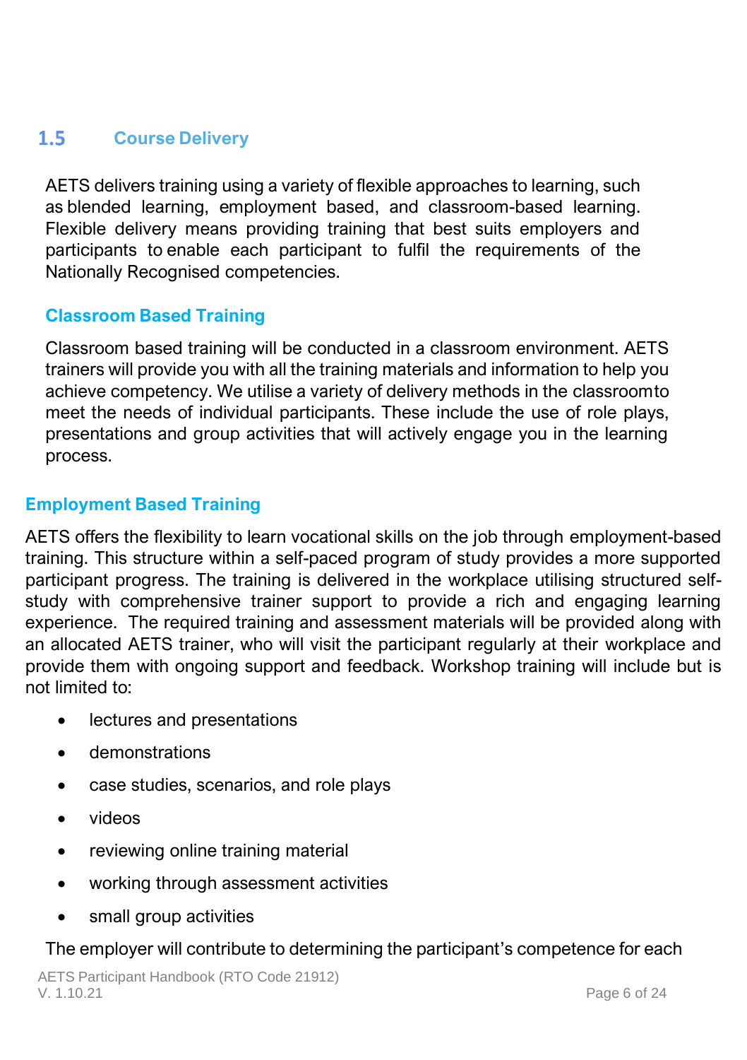## 1.5 Course Delivery

AETS delivers training using a variety of flexible approaches to learning, such as blended learning, employment based, and classroom-based learning. Flexible delivery means providing training that best suits employers and participants to enable each participant to fulfil the requirements of the Nationally Recognised competencies.

### Classroom Based Training

Classroom based training will be conducted in a classroom environment. AETS trainers will provide you with all the training materials and information to help you achieve competency. We utilise a variety of delivery methods in the classroom to meet the needs of individual participants. These include the use of role plays, presentations and group activities that will actively engage you in the learning process.

### Employment Based Training

AETS offers the flexibility to learn vocational skills on the job through employment-based training. This structure within a self-paced program of study provides a more supported participant progress. The training is delivered in the workplace utilising structured self-study with comprehensive trainer support to provide a rich and engaging learning experience. The required training and assessment materials will be provided along with an allocated AETS trainer, who will visit the participant regularly at their workplace and provide them with ongoing support and feedback. Workshop training will include but is not limited to:

- lectures and presentations
- demonstrations
- case studies, scenarios, and role plays
- videos
- reviewing online training material
- working through assessment activities
- small group activities

The employer will contribute to determining the participant's competence for each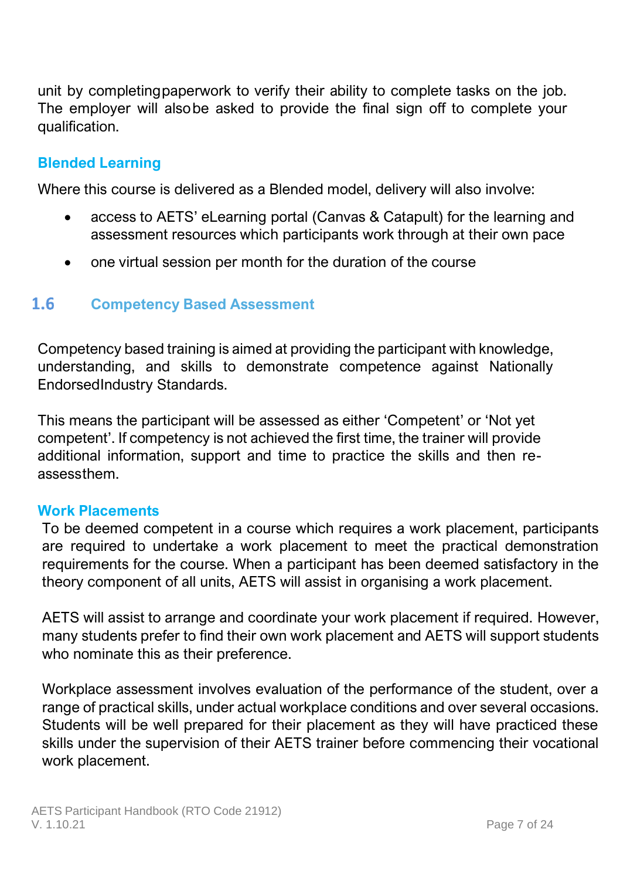unit by completing paperwork to verify their ability to complete tasks on the job. The employer will also be asked to provide the final sign off to complete your qualification.

### Blended Learning

Where this course is delivered as a Blended model, delivery will also involve:

- access to AETS' eLearning portal (Canvas & Catapult) for the learning and assessment resources which participants work through at their own pace
- one virtual session per month for the duration of the course

## 1.6 Competency Based Assessment

Competency based training is aimed at providing the participant with knowledge, understanding, and skills to demonstrate competence against Nationally Endorsed Industry Standards.

This means the participant will be assessed as either 'Competent' or 'Not yet competent'. If competency is not achieved the first time, the trainer will provide additional information, support and time to practice the skills and then re-assess them.

### Work Placements

To be deemed competent in a course which requires a work placement, participants are required to undertake a work placement to meet the practical demonstration requirements for the course. When a participant has been deemed satisfactory in the theory component of all units, AETS will assist in organising a work placement.

AETS will assist to arrange and coordinate your work placement if required. However, many students prefer to find their own work placement and AETS will support students who nominate this as their preference.

Workplace assessment involves evaluation of the performance of the student, over a range of practical skills, under actual workplace conditions and over several occasions. Students will be well prepared for their placement as they will have practiced these skills under the supervision of their AETS trainer before commencing their vocational work placement.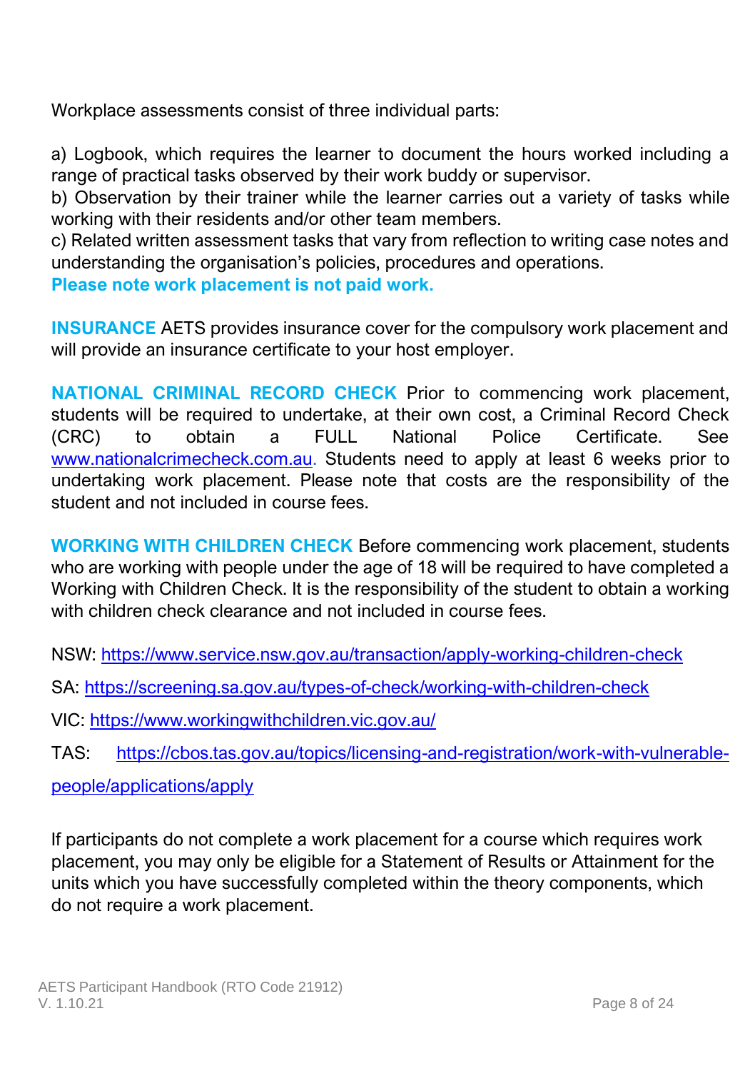Workplace assessments consist of three individual parts:

a) Logbook, which requires the learner to document the hours worked including a range of practical tasks observed by their work buddy or supervisor.
b) Observation by their trainer while the learner carries out a variety of tasks while working with their residents and/or other team members.
c) Related written assessment tasks that vary from reflection to writing case notes and understanding the organisation's policies, procedures and operations.
**Please note work placement is not paid work.**

**INSURANCE** AETS provides insurance cover for the compulsory work placement and will provide an insurance certificate to your host employer.

**NATIONAL CRIMINAL RECORD CHECK** Prior to commencing work placement, students will be required to undertake, at their own cost, a Criminal Record Check (CRC) to obtain a FULL National Police Certificate. See www.nationalcrimecheck.com.au. Students need to apply at least 6 weeks prior to undertaking work placement. Please note that costs are the responsibility of the student and not included in course fees.

**WORKING WITH CHILDREN CHECK** Before commencing work placement, students who are working with people under the age of 18 will be required to have completed a Working with Children Check. It is the responsibility of the student to obtain a working with children check clearance and not included in course fees.

NSW: https://www.service.nsw.gov.au/transaction/apply-working-children-check

SA: https://screening.sa.gov.au/types-of-check/working-with-children-check

VIC: https://www.workingwithchildren.vic.gov.au/

TAS: https://cbos.tas.gov.au/topics/licensing-and-registration/work-with-vulnerable-people/applications/apply

If participants do not complete a work placement for a course which requires work placement, you may only be eligible for a Statement of Results or Attainment for the units which you have successfully completed within the theory components, which do not require a work placement.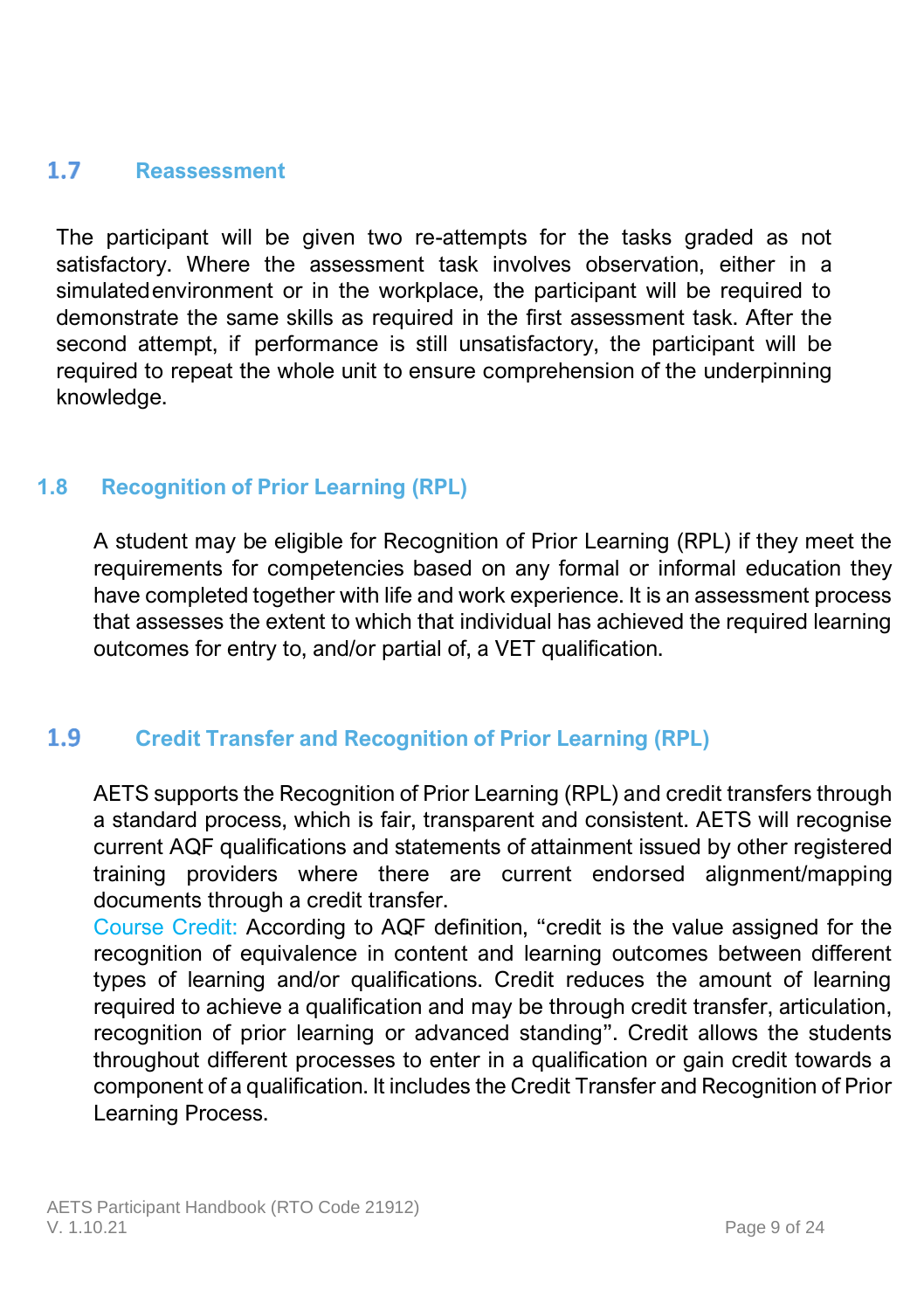## 1.7 Reassessment

The participant will be given two re-attempts for the tasks graded as not satisfactory. Where the assessment task involves observation, either in a simulated environment or in the workplace, the participant will be required to demonstrate the same skills as required in the first assessment task. After the second attempt, if performance is still unsatisfactory, the participant will be required to repeat the whole unit to ensure comprehension of the underpinning knowledge.

## 1.8 Recognition of Prior Learning (RPL)

A student may be eligible for Recognition of Prior Learning (RPL) if they meet the requirements for competencies based on any formal or informal education they have completed together with life and work experience. It is an assessment process that assesses the extent to which that individual has achieved the required learning outcomes for entry to, and/or partial of, a VET qualification.

## 1.9 Credit Transfer and Recognition of Prior Learning (RPL)

AETS supports the Recognition of Prior Learning (RPL) and credit transfers through a standard process, which is fair, transparent and consistent. AETS will recognise current AQF qualifications and statements of attainment issued by other registered training providers where there are current endorsed alignment/mapping documents through a credit transfer.

Course Credit: According to AQF definition, "credit is the value assigned for the recognition of equivalence in content and learning outcomes between different types of learning and/or qualifications. Credit reduces the amount of learning required to achieve a qualification and may be through credit transfer, articulation, recognition of prior learning or advanced standing". Credit allows the students throughout different processes to enter in a qualification or gain credit towards a component of a qualification. It includes the Credit Transfer and Recognition of Prior Learning Process.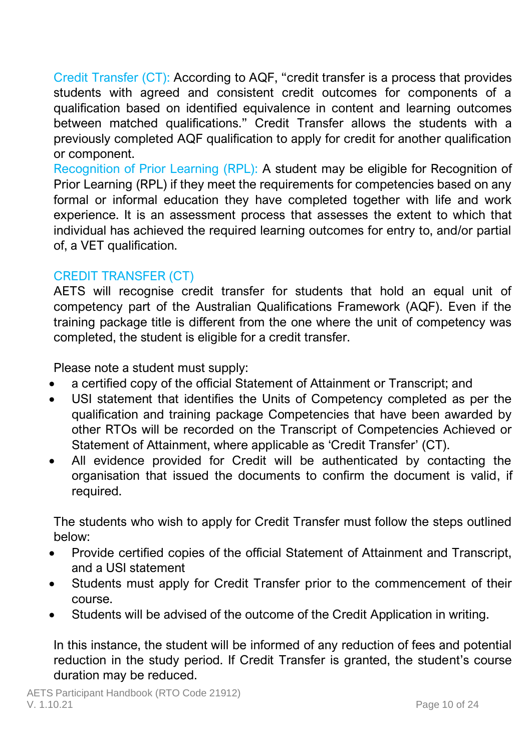Credit Transfer (CT): According to AQF, "credit transfer is a process that provides students with agreed and consistent credit outcomes for components of a qualification based on identified equivalence in content and learning outcomes between matched qualifications." Credit Transfer allows the students with a previously completed AQF qualification to apply for credit for another qualification or component.

Recognition of Prior Learning (RPL): A student may be eligible for Recognition of Prior Learning (RPL) if they meet the requirements for competencies based on any formal or informal education they have completed together with life and work experience. It is an assessment process that assesses the extent to which that individual has achieved the required learning outcomes for entry to, and/or partial of, a VET qualification.

## CREDIT TRANSFER (CT)

AETS will recognise credit transfer for students that hold an equal unit of competency part of the Australian Qualifications Framework (AQF). Even if the training package title is different from the one where the unit of competency was completed, the student is eligible for a credit transfer.

Please note a student must supply:

- a certified copy of the official Statement of Attainment or Transcript; and
- USI statement that identifies the Units of Competency completed as per the qualification and training package Competencies that have been awarded by other RTOs will be recorded on the Transcript of Competencies Achieved or Statement of Attainment, where applicable as 'Credit Transfer' (CT).
- All evidence provided for Credit will be authenticated by contacting the organisation that issued the documents to confirm the document is valid, if required.

The students who wish to apply for Credit Transfer must follow the steps outlined below:

- Provide certified copies of the official Statement of Attainment and Transcript, and a USI statement
- Students must apply for Credit Transfer prior to the commencement of their course.
- Students will be advised of the outcome of the Credit Application in writing.

In this instance, the student will be informed of any reduction of fees and potential reduction in the study period. If Credit Transfer is granted, the student's course duration may be reduced.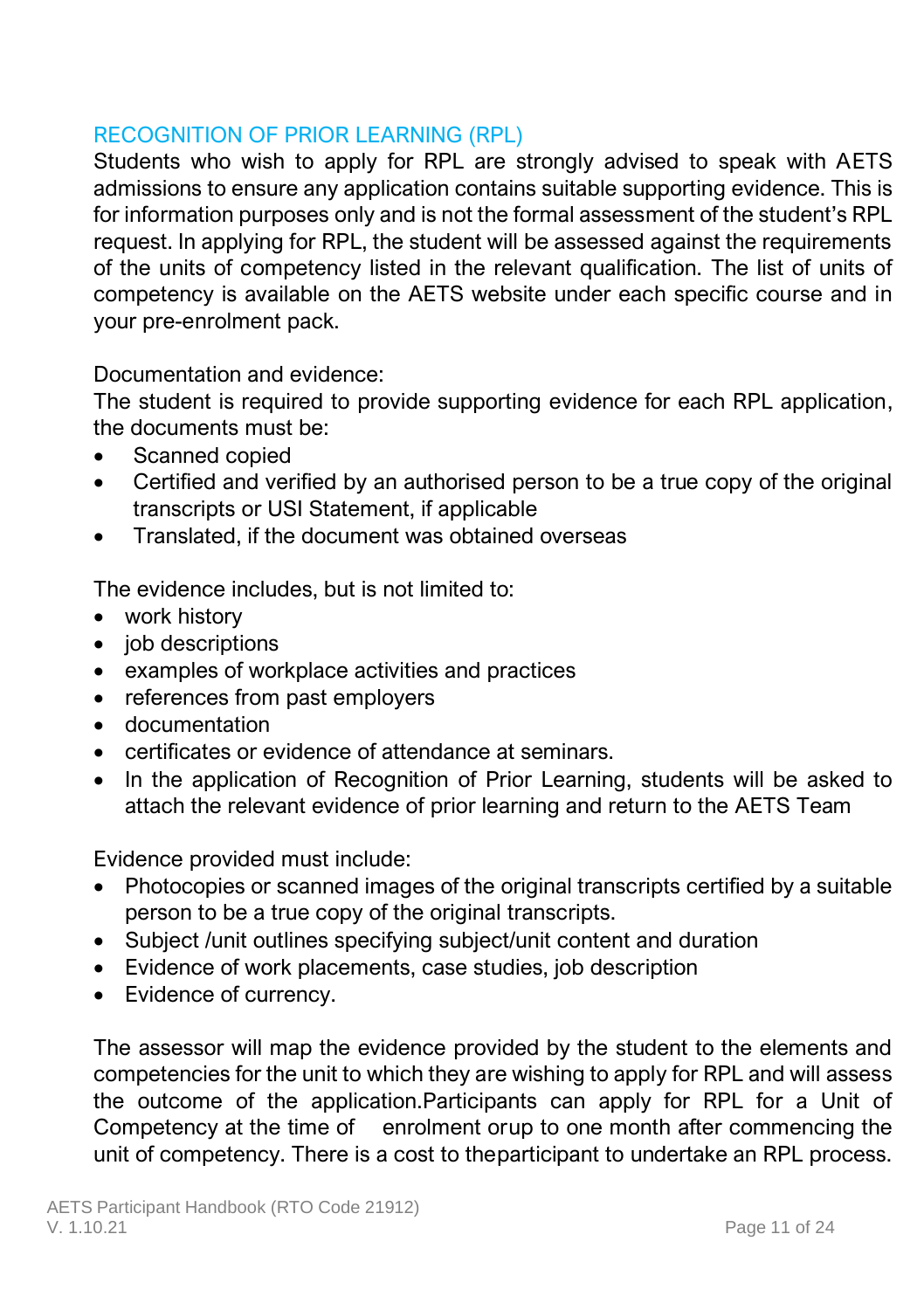## RECOGNITION OF PRIOR LEARNING (RPL)

Students who wish to apply for RPL are strongly advised to speak with AETS admissions to ensure any application contains suitable supporting evidence. This is for information purposes only and is not the formal assessment of the student's RPL request. In applying for RPL, the student will be assessed against the requirements of the units of competency listed in the relevant qualification. The list of units of competency is available on the AETS website under each specific course and in your pre-enrolment pack.

Documentation and evidence:
The student is required to provide supporting evidence for each RPL application, the documents must be:

- Scanned copied
- Certified and verified by an authorised person to be a true copy of the original transcripts or USI Statement, if applicable
- Translated, if the document was obtained overseas

The evidence includes, but is not limited to:

- work history
- job descriptions
- examples of workplace activities and practices
- references from past employers
- documentation
- certificates or evidence of attendance at seminars.
- In the application of Recognition of Prior Learning, students will be asked to attach the relevant evidence of prior learning and return to the AETS Team

Evidence provided must include:

- Photocopies or scanned images of the original transcripts certified by a suitable person to be a true copy of the original transcripts.
- Subject /unit outlines specifying subject/unit content and duration
- Evidence of work placements, case studies, job description
- Evidence of currency.

The assessor will map the evidence provided by the student to the elements and competencies for the unit to which they are wishing to apply for RPL and will assess the outcome of the application.Participants can apply for RPL for a Unit of Competency at the time of enrolment orup to one month after commencing the unit of competency. There is a cost to theparticipant to undertake an RPL process.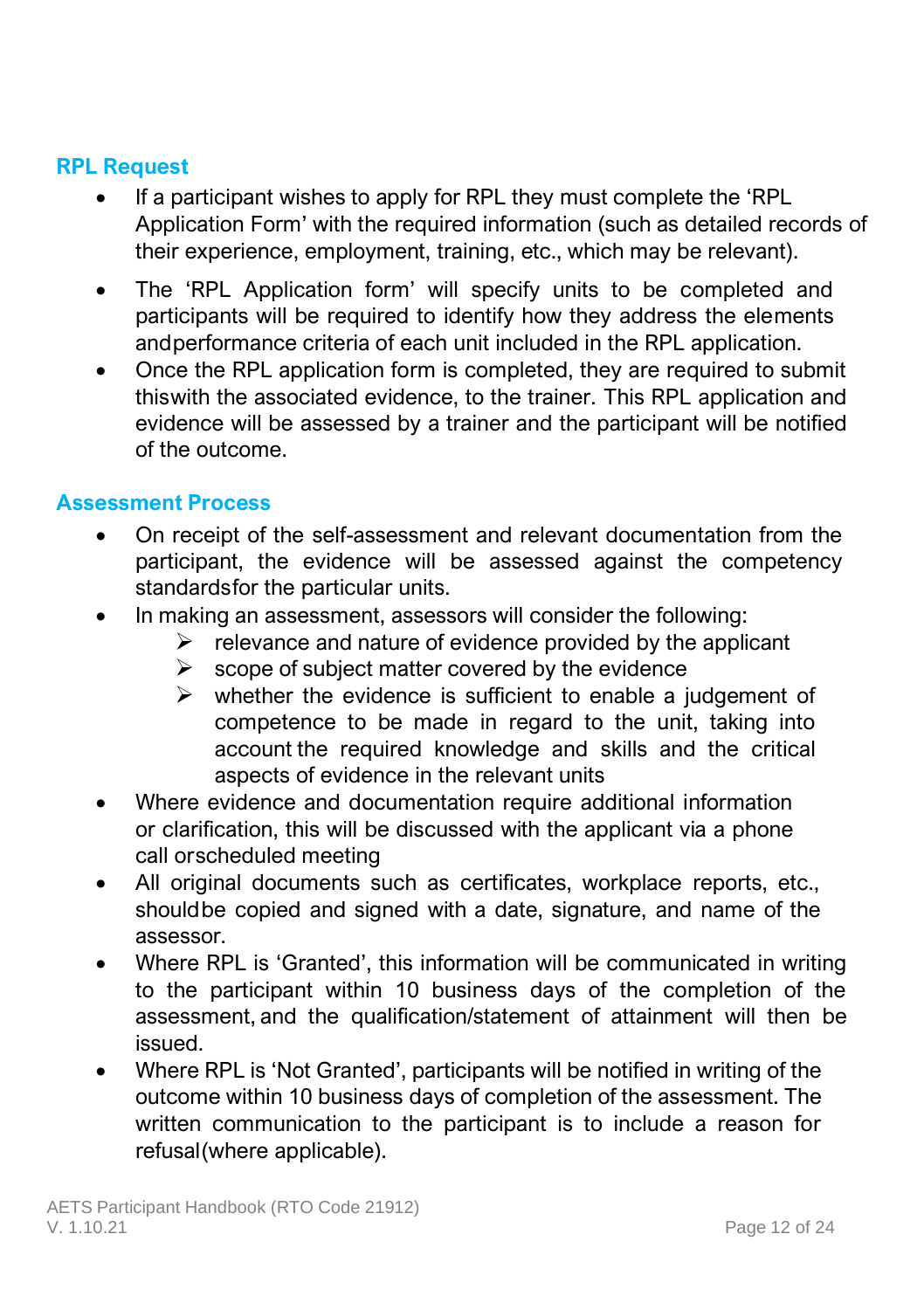## RPL Request

- If a participant wishes to apply for RPL they must complete the 'RPL Application Form' with the required information (such as detailed records of their experience, employment, training, etc., which may be relevant).
- The 'RPL Application form' will specify units to be completed and participants will be required to identify how they address the elements andperformance criteria of each unit included in the RPL application.
- Once the RPL application form is completed, they are required to submit thiswith the associated evidence, to the trainer. This RPL application and evidence will be assessed by a trainer and the participant will be notified of the outcome.

## Assessment Process

- On receipt of the self-assessment and relevant documentation from the participant, the evidence will be assessed against the competency standardsfor the particular units.
- In making an assessment, assessors will consider the following:
  - relevance and nature of evidence provided by the applicant
  - scope of subject matter covered by the evidence
  - whether the evidence is sufficient to enable a judgement of competence to be made in regard to the unit, taking into account the required knowledge and skills and the critical aspects of evidence in the relevant units
- Where evidence and documentation require additional information or clarification, this will be discussed with the applicant via a phone call orscheduled meeting
- All original documents such as certificates, workplace reports, etc., shouldbe copied and signed with a date, signature, and name of the assessor.
- Where RPL is 'Granted', this information will be communicated in writing to the participant within 10 business days of the completion of the assessment, and the qualification/statement of attainment will then be issued.
- Where RPL is 'Not Granted', participants will be notified in writing of the outcome within 10 business days of completion of the assessment. The written communication to the participant is to include a reason for refusal(where applicable).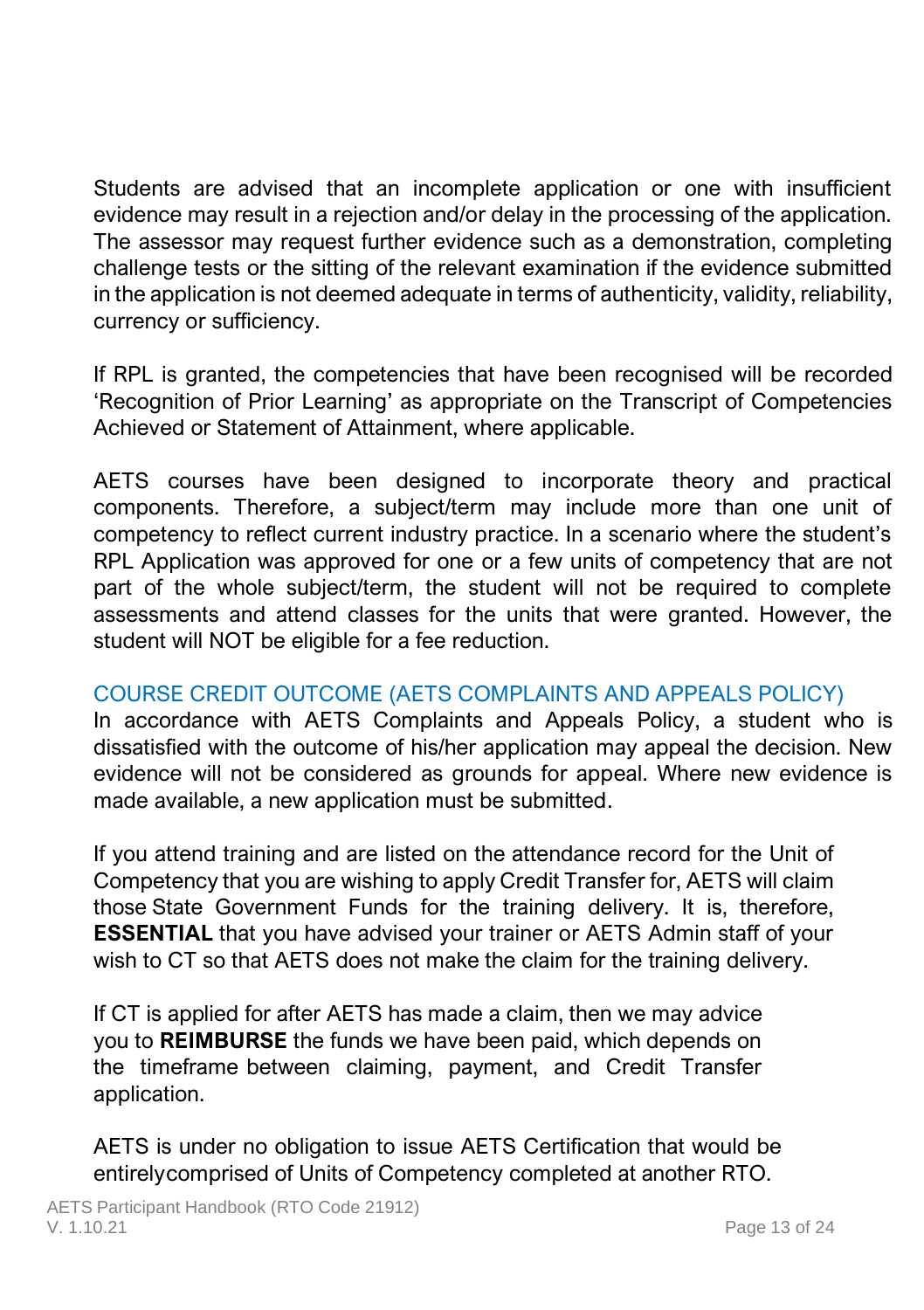Students are advised that an incomplete application or one with insufficient evidence may result in a rejection and/or delay in the processing of the application. The assessor may request further evidence such as a demonstration, completing challenge tests or the sitting of the relevant examination if the evidence submitted in the application is not deemed adequate in terms of authenticity, validity, reliability, currency or sufficiency.

If RPL is granted, the competencies that have been recognised will be recorded 'Recognition of Prior Learning' as appropriate on the Transcript of Competencies Achieved or Statement of Attainment, where applicable.

AETS courses have been designed to incorporate theory and practical components. Therefore, a subject/term may include more than one unit of competency to reflect current industry practice. In a scenario where the student's RPL Application was approved for one or a few units of competency that are not part of the whole subject/term, the student will not be required to complete assessments and attend classes for the units that were granted. However, the student will NOT be eligible for a fee reduction.

## COURSE CREDIT OUTCOME (AETS COMPLAINTS AND APPEALS POLICY)

In accordance with AETS Complaints and Appeals Policy, a student who is dissatisfied with the outcome of his/her application may appeal the decision. New evidence will not be considered as grounds for appeal. Where new evidence is made available, a new application must be submitted.

If you attend training and are listed on the attendance record for the Unit of Competency that you are wishing to apply Credit Transfer for, AETS will claim those State Government Funds for the training delivery. It is, therefore, **ESSENTIAL** that you have advised your trainer or AETS Admin staff of your wish to CT so that AETS does not make the claim for the training delivery.

If CT is applied for after AETS has made a claim, then we may advice you to **REIMBURSE** the funds we have been paid, which depends on the timeframe between claiming, payment, and Credit Transfer application.

AETS is under no obligation to issue AETS Certification that would be entirelycomprised of Units of Competency completed at another RTO.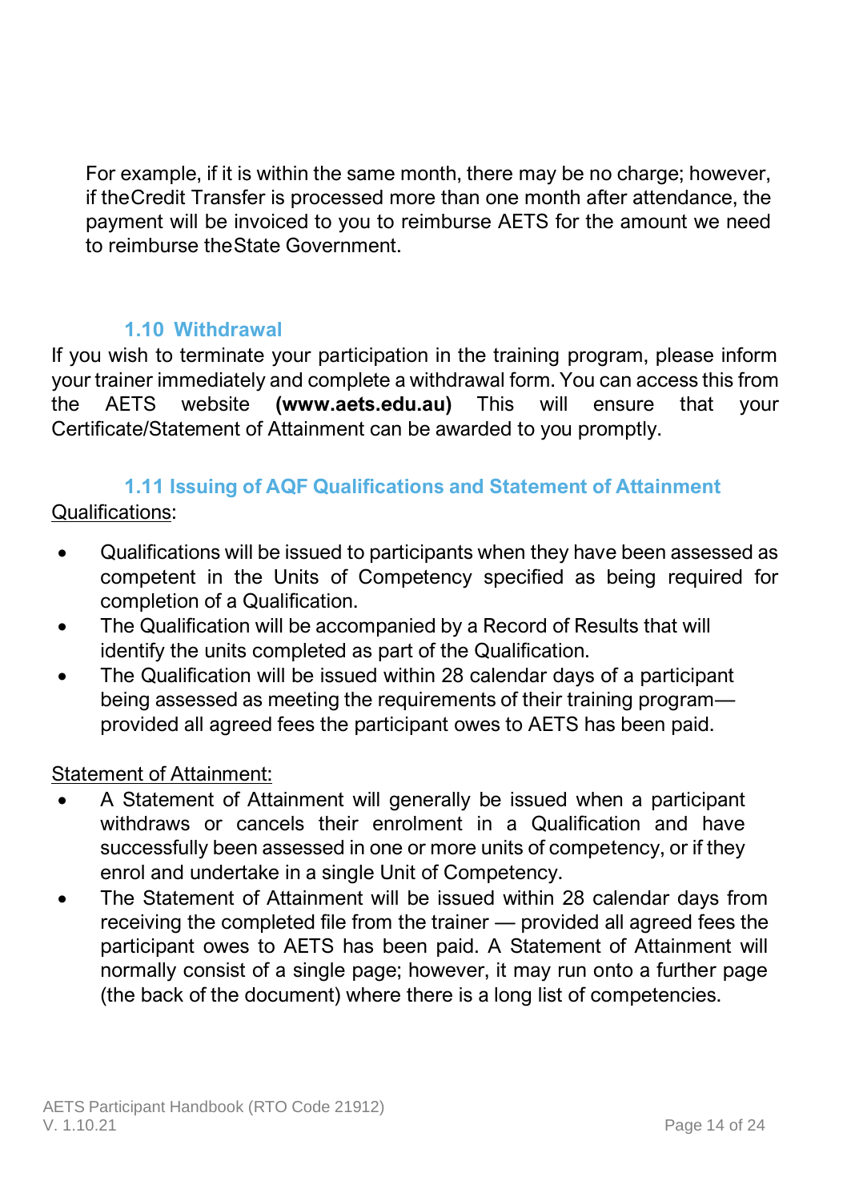For example, if it is within the same month, there may be no charge; however, if the Credit Transfer is processed more than one month after attendance, the payment will be invoiced to you to reimburse AETS for the amount we need to reimburse the State Government.

### 1.10 Withdrawal

If you wish to terminate your participation in the training program, please inform your trainer immediately and complete a withdrawal form. You can access this from the AETS website **(www.aets.edu.au)** This will ensure that your Certificate/Statement of Attainment can be awarded to you promptly.

### 1.11 Issuing of AQF Qualifications and Statement of Attainment

Qualifications:

- Qualifications will be issued to participants when they have been assessed as competent in the Units of Competency specified as being required for completion of a Qualification.
- The Qualification will be accompanied by a Record of Results that will identify the units completed as part of the Qualification.
- The Qualification will be issued within 28 calendar days of a participant being assessed as meeting the requirements of their training program—provided all agreed fees the participant owes to AETS has been paid.

Statement of Attainment:

- A Statement of Attainment will generally be issued when a participant withdraws or cancels their enrolment in a Qualification and have successfully been assessed in one or more units of competency, or if they enrol and undertake in a single Unit of Competency.
- The Statement of Attainment will be issued within 28 calendar days from receiving the completed file from the trainer — provided all agreed fees the participant owes to AETS has been paid. A Statement of Attainment will normally consist of a single page; however, it may run onto a further page (the back of the document) where there is a long list of competencies.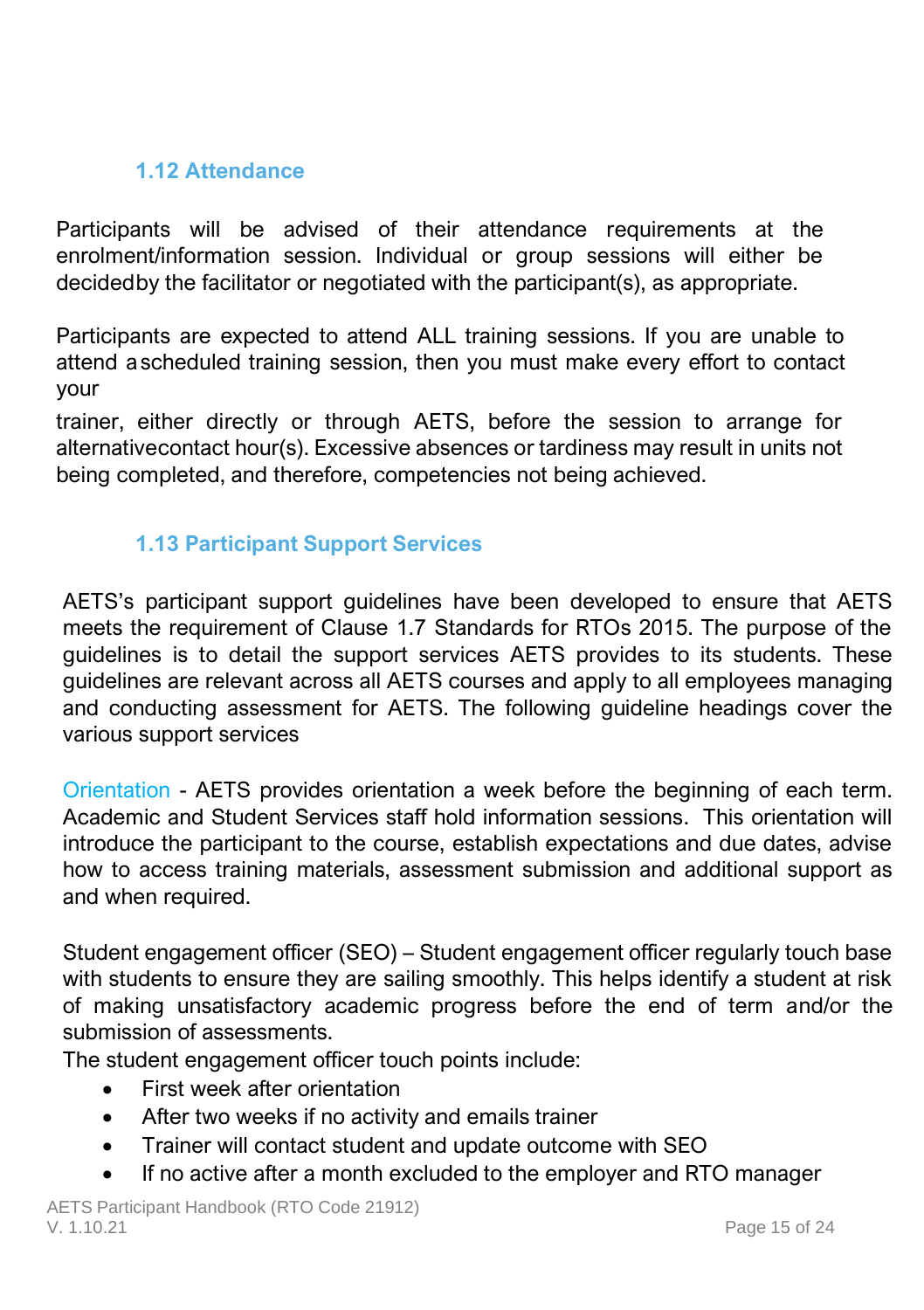### 1.12 Attendance

Participants will be advised of their attendance requirements at the enrolment/information session. Individual or group sessions will either be decidedby the facilitator or negotiated with the participant(s), as appropriate.

Participants are expected to attend ALL training sessions. If you are unable to attend a scheduled training session, then you must make every effort to contact your trainer, either directly or through AETS, before the session to arrange for alternativecontact hour(s). Excessive absences or tardiness may result in units not being completed, and therefore, competencies not being achieved.

### 1.13 Participant Support Services

AETS's participant support guidelines have been developed to ensure that AETS meets the requirement of Clause 1.7 Standards for RTOs 2015. The purpose of the guidelines is to detail the support services AETS provides to its students. These guidelines are relevant across all AETS courses and apply to all employees managing and conducting assessment for AETS. The following guideline headings cover the various support services

Orientation - AETS provides orientation a week before the beginning of each term. Academic and Student Services staff hold information sessions. This orientation will introduce the participant to the course, establish expectations and due dates, advise how to access training materials, assessment submission and additional support as and when required.

Student engagement officer (SEO) – Student engagement officer regularly touch base with students to ensure they are sailing smoothly. This helps identify a student at risk of making unsatisfactory academic progress before the end of term and/or the submission of assessments.

The student engagement officer touch points include:

- First week after orientation
- After two weeks if no activity and emails trainer
- Trainer will contact student and update outcome with SEO
- If no active after a month excluded to the employer and RTO manager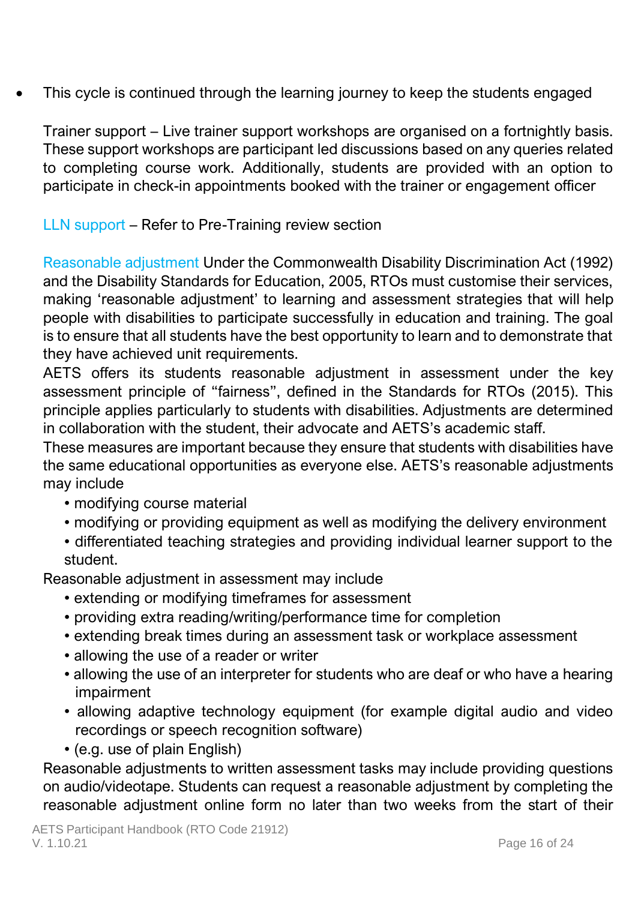- This cycle is continued through the learning journey to keep the students engaged

Trainer support – Live trainer support workshops are organised on a fortnightly basis. These support workshops are participant led discussions based on any queries related to completing course work. Additionally, students are provided with an option to participate in check-in appointments booked with the trainer or engagement officer

LLN support – Refer to Pre-Training review section

Reasonable adjustment Under the Commonwealth Disability Discrimination Act (1992) and the Disability Standards for Education, 2005, RTOs must customise their services, making 'reasonable adjustment' to learning and assessment strategies that will help people with disabilities to participate successfully in education and training. The goal is to ensure that all students have the best opportunity to learn and to demonstrate that they have achieved unit requirements.

AETS offers its students reasonable adjustment in assessment under the key assessment principle of "fairness", defined in the Standards for RTOs (2015). This principle applies particularly to students with disabilities. Adjustments are determined in collaboration with the student, their advocate and AETS's academic staff.

These measures are important because they ensure that students with disabilities have the same educational opportunities as everyone else. AETS's reasonable adjustments may include

- modifying course material
- modifying or providing equipment as well as modifying the delivery environment
- differentiated teaching strategies and providing individual learner support to the student.

Reasonable adjustment in assessment may include

- extending or modifying timeframes for assessment
- providing extra reading/writing/performance time for completion
- extending break times during an assessment task or workplace assessment
- allowing the use of a reader or writer
- allowing the use of an interpreter for students who are deaf or who have a hearing impairment
- allowing adaptive technology equipment (for example digital audio and video recordings or speech recognition software)
- (e.g. use of plain English)

Reasonable adjustments to written assessment tasks may include providing questions on audio/videotape. Students can request a reasonable adjustment by completing the reasonable adjustment online form no later than two weeks from the start of their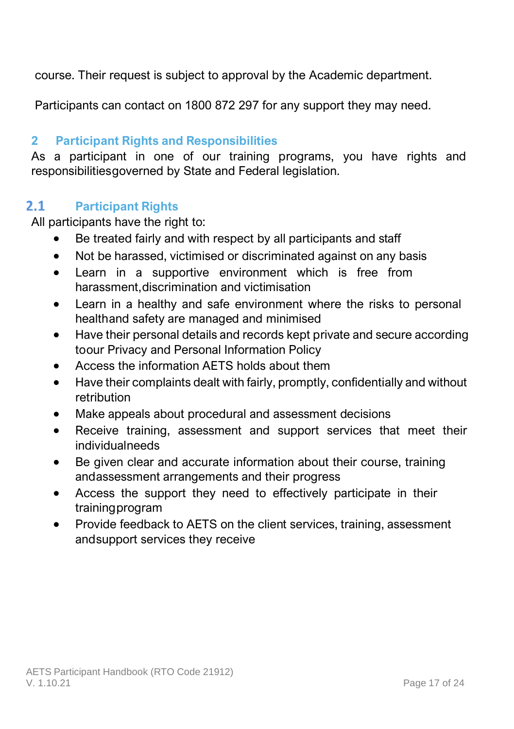course. Their request is subject to approval by the Academic department.

Participants can contact on 1800 872 297 for any support they may need.

## 2 Participant Rights and Responsibilities

As a participant in one of our training programs, you have rights and responsibilities governed by State and Federal legislation.

### 2.1 Participant Rights

All participants have the right to:

- Be treated fairly and with respect by all participants and staff
- Not be harassed, victimised or discriminated against on any basis
- Learn in a supportive environment which is free from harassment, discrimination and victimisation
- Learn in a healthy and safe environment where the risks to personal health and safety are managed and minimised
- Have their personal details and records kept private and secure according to our Privacy and Personal Information Policy
- Access the information AETS holds about them
- Have their complaints dealt with fairly, promptly, confidentially and without retribution
- Make appeals about procedural and assessment decisions
- Receive training, assessment and support services that meet their individual needs
- Be given clear and accurate information about their course, training and assessment arrangements and their progress
- Access the support they need to effectively participate in their training program
- Provide feedback to AETS on the client services, training, assessment and support services they receive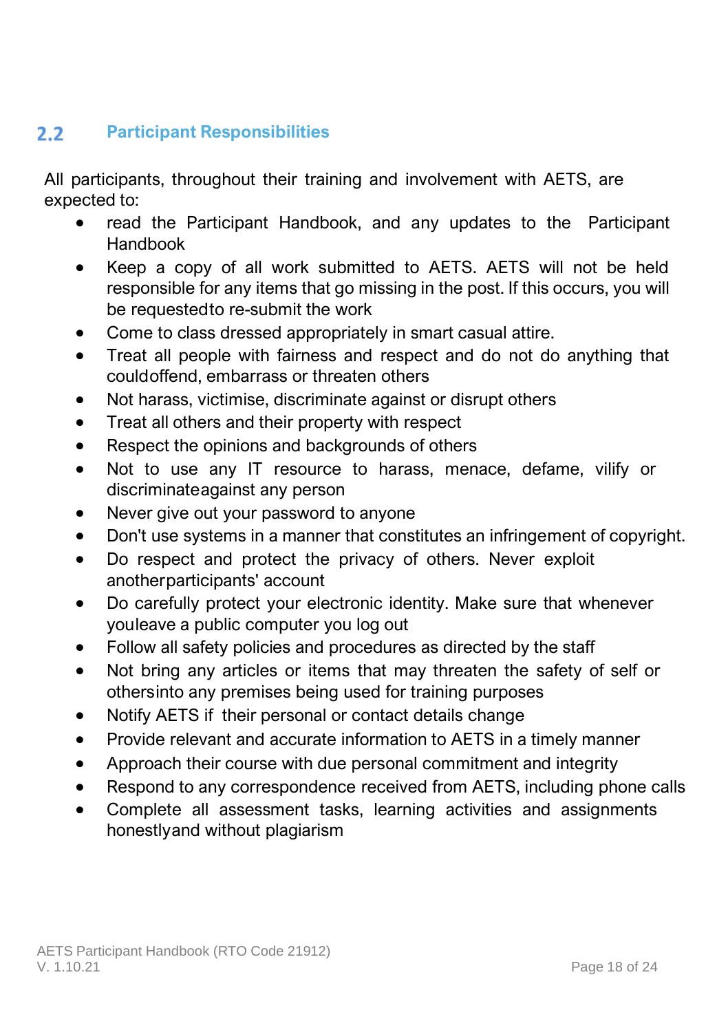## 2.2 Participant Responsibilities

All participants, throughout their training and involvement with AETS, are expected to:

- read the Participant Handbook, and any updates to the Participant Handbook
- Keep a copy of all work submitted to AETS. AETS will not be held responsible for any items that go missing in the post. If this occurs, you will be requestedto re-submit the work
- Come to class dressed appropriately in smart casual attire.
- Treat all people with fairness and respect and do not do anything that couldoffend, embarrass or threaten others
- Not harass, victimise, discriminate against or disrupt others
- Treat all others and their property with respect
- Respect the opinions and backgrounds of others
- Not to use any IT resource to harass, menace, defame, vilify or discriminateagainst any person
- Never give out your password to anyone
- Don't use systems in a manner that constitutes an infringement of copyright.
- Do respect and protect the privacy of others. Never exploit anotherparticipants' account
- Do carefully protect your electronic identity. Make sure that whenever youleave a public computer you log out
- Follow all safety policies and procedures as directed by the staff
- Not bring any articles or items that may threaten the safety of self or othersinto any premises being used for training purposes
- Notify AETS if their personal or contact details change
- Provide relevant and accurate information to AETS in a timely manner
- Approach their course with due personal commitment and integrity
- Respond to any correspondence received from AETS, including phone calls
- Complete all assessment tasks, learning activities and assignments honestlyand without plagiarism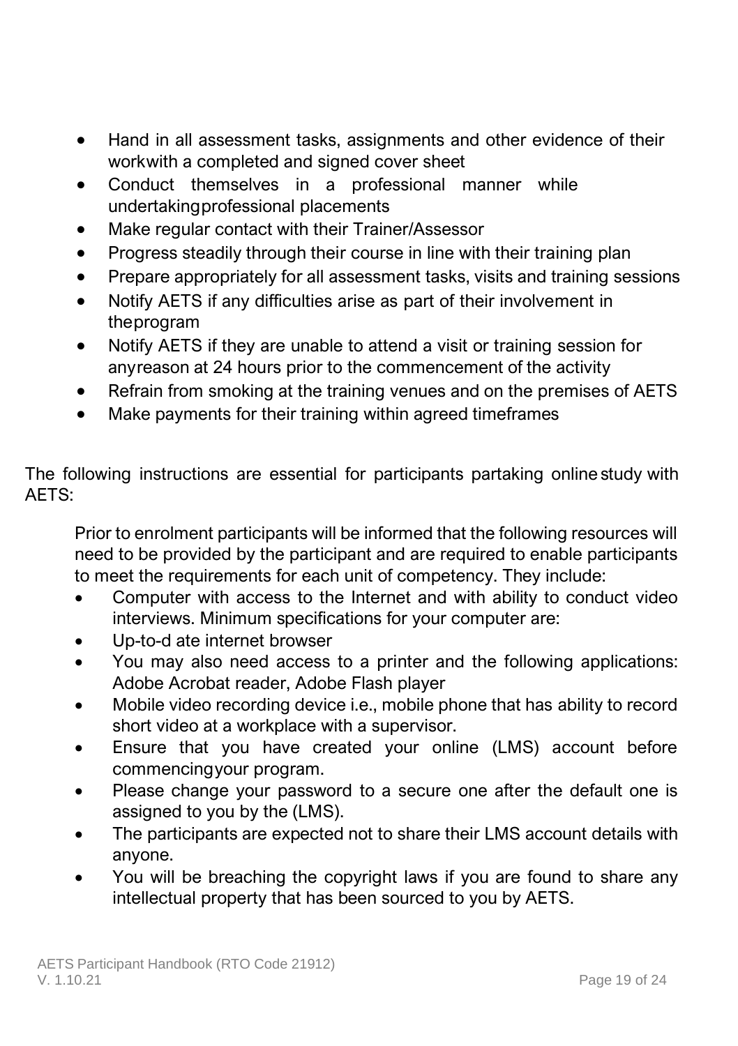- Hand in all assessment tasks, assignments and other evidence of their workwith a completed and signed cover sheet
- Conduct themselves in a professional manner while undertakingprofessional placements
- Make regular contact with their Trainer/Assessor
- Progress steadily through their course in line with their training plan
- Prepare appropriately for all assessment tasks, visits and training sessions
- Notify AETS if any difficulties arise as part of their involvement in theprogram
- Notify AETS if they are unable to attend a visit or training session for anyreason at 24 hours prior to the commencement of the activity
- Refrain from smoking at the training venues and on the premises of AETS
- Make payments for their training within agreed timeframes

The following instructions are essential for participants partaking online study with AETS:

Prior to enrolment participants will be informed that the following resources will need to be provided by the participant and are required to enable participants to meet the requirements for each unit of competency. They include:

- Computer with access to the Internet and with ability to conduct video interviews. Minimum specifications for your computer are:
- Up-to-d ate internet browser
- You may also need access to a printer and the following applications: Adobe Acrobat reader, Adobe Flash player
- Mobile video recording device i.e., mobile phone that has ability to record short video at a workplace with a supervisor.
- Ensure that you have created your online (LMS) account before commencingyour program.
- Please change your password to a secure one after the default one is assigned to you by the (LMS).
- The participants are expected not to share their LMS account details with anyone.
- You will be breaching the copyright laws if you are found to share any intellectual property that has been sourced to you by AETS.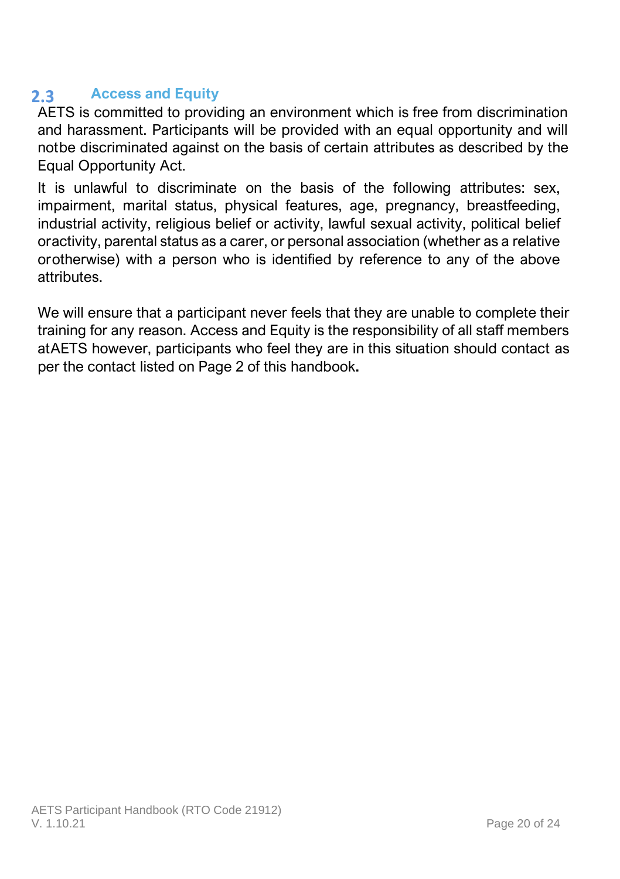## 2.3 Access and Equity

AETS is committed to providing an environment which is free from discrimination and harassment. Participants will be provided with an equal opportunity and will notbe discriminated against on the basis of certain attributes as described by the Equal Opportunity Act.

It is unlawful to discriminate on the basis of the following attributes: sex, impairment, marital status, physical features, age, pregnancy, breastfeeding, industrial activity, religious belief or activity, lawful sexual activity, political belief oractivity, parental status as a carer, or personal association (whether as a relative orotherwise) with a person who is identified by reference to any of the above attributes.

We will ensure that a participant never feels that they are unable to complete their training for any reason. Access and Equity is the responsibility of all staff members atAETS however, participants who feel they are in this situation should contact as per the contact listed on Page 2 of this handbook**.**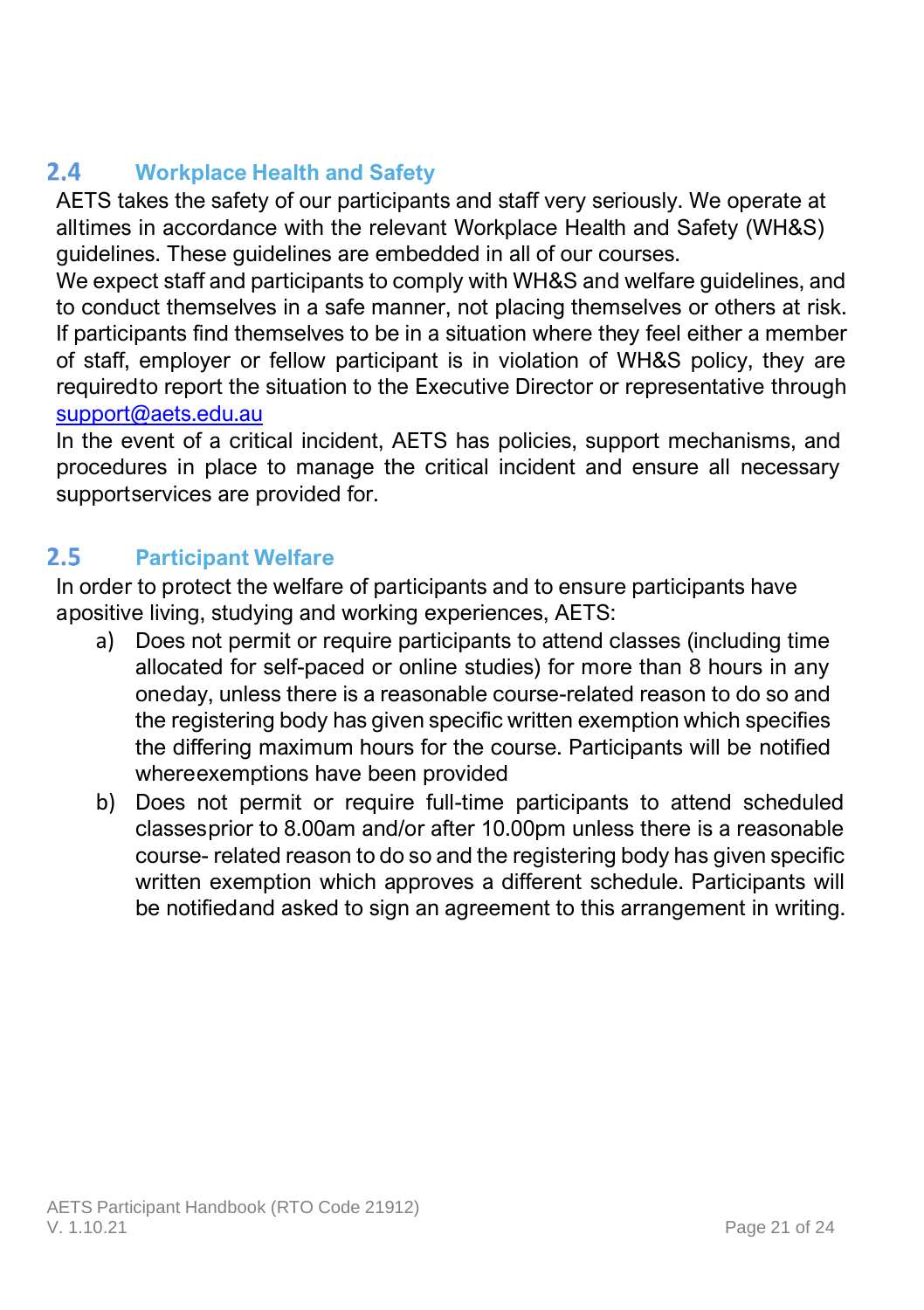## 2.4 Workplace Health and Safety

AETS takes the safety of our participants and staff very seriously. We operate at alltimes in accordance with the relevant Workplace Health and Safety (WH&S) guidelines. These guidelines are embedded in all of our courses.

We expect staff and participants to comply with WH&S and welfare guidelines, and to conduct themselves in a safe manner, not placing themselves or others at risk. If participants find themselves to be in a situation where they feel either a member of staff, employer or fellow participant is in violation of WH&S policy, they are requiredto report the situation to the Executive Director or representative through support@aets.edu.au

In the event of a critical incident, AETS has policies, support mechanisms, and procedures in place to manage the critical incident and ensure all necessary supportservices are provided for.

## 2.5 Participant Welfare

In order to protect the welfare of participants and to ensure participants have apositive living, studying and working experiences, AETS:

a) Does not permit or require participants to attend classes (including time allocated for self-paced or online studies) for more than 8 hours in any oneday, unless there is a reasonable course-related reason to do so and the registering body has given specific written exemption which specifies the differing maximum hours for the course. Participants will be notified whereexemptions have been provided

b) Does not permit or require full-time participants to attend scheduled classesprior to 8.00am and/or after 10.00pm unless there is a reasonable course- related reason to do so and the registering body has given specific written exemption which approves a different schedule. Participants will be notifiedand asked to sign an agreement to this arrangement in writing.

AETS Participant Handbook (RTO Code 21912)
V. 1.10.21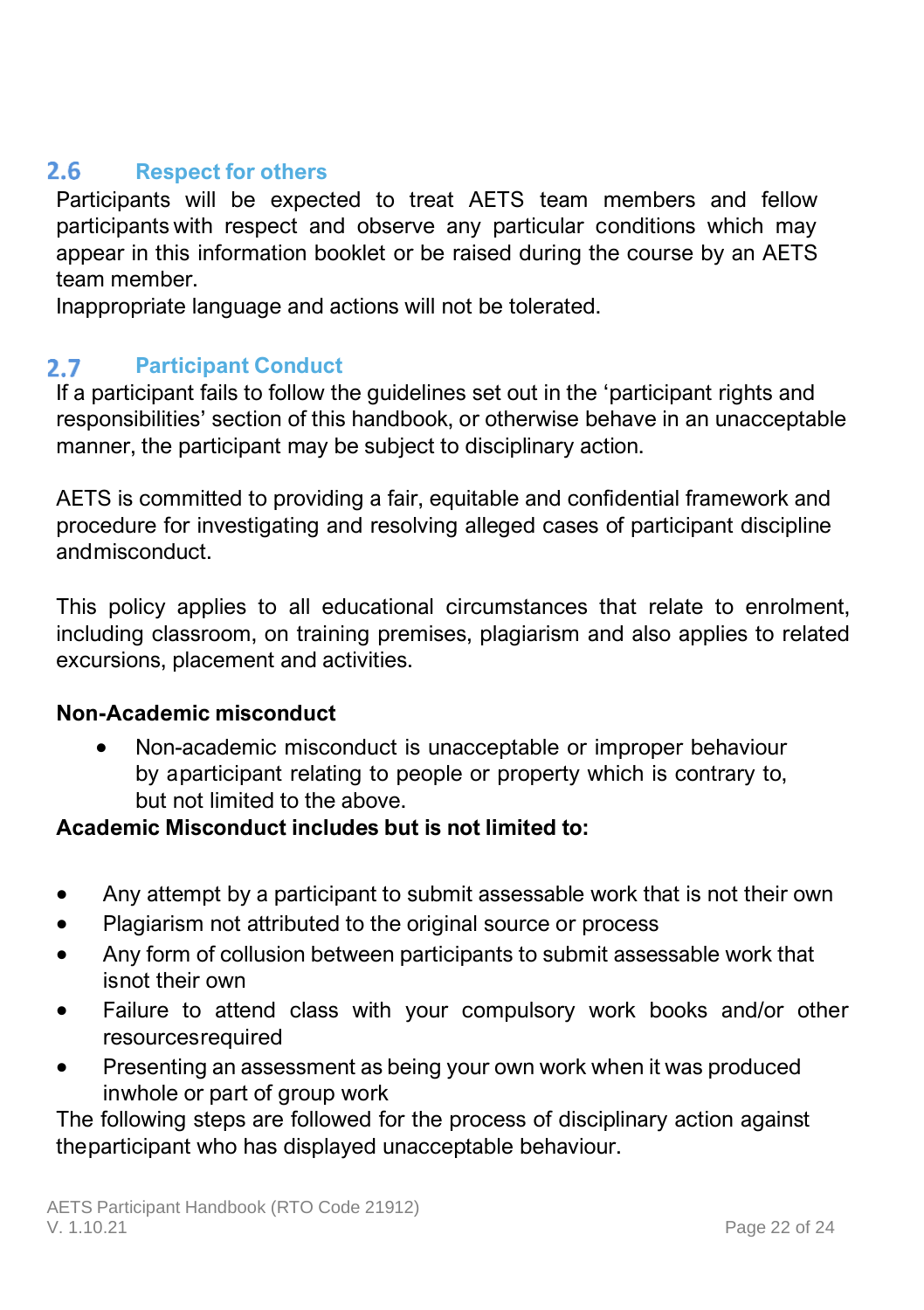## 2.6 Respect for others

Participants will be expected to treat AETS team members and fellow participants with respect and observe any particular conditions which may appear in this information booklet or be raised during the course by an AETS team member.

Inappropriate language and actions will not be tolerated.

## 2.7 Participant Conduct

If a participant fails to follow the guidelines set out in the 'participant rights and responsibilities' section of this handbook, or otherwise behave in an unacceptable manner, the participant may be subject to disciplinary action.

AETS is committed to providing a fair, equitable and confidential framework and procedure for investigating and resolving alleged cases of participant discipline andmisconduct.

This policy applies to all educational circumstances that relate to enrolment, including classroom, on training premises, plagiarism and also applies to related excursions, placement and activities.

**Non-Academic misconduct**

- Non-academic misconduct is unacceptable or improper behaviour by aparticipant relating to people or property which is contrary to, but not limited to the above.

**Academic Misconduct includes but is not limited to:**

- Any attempt by a participant to submit assessable work that is not their own
- Plagiarism not attributed to the original source or process
- Any form of collusion between participants to submit assessable work that isnot their own
- Failure to attend class with your compulsory work books and/or other resourcesrequired
- Presenting an assessment as being your own work when it was produced inwhole or part of group work

The following steps are followed for the process of disciplinary action against theparticipant who has displayed unacceptable behaviour.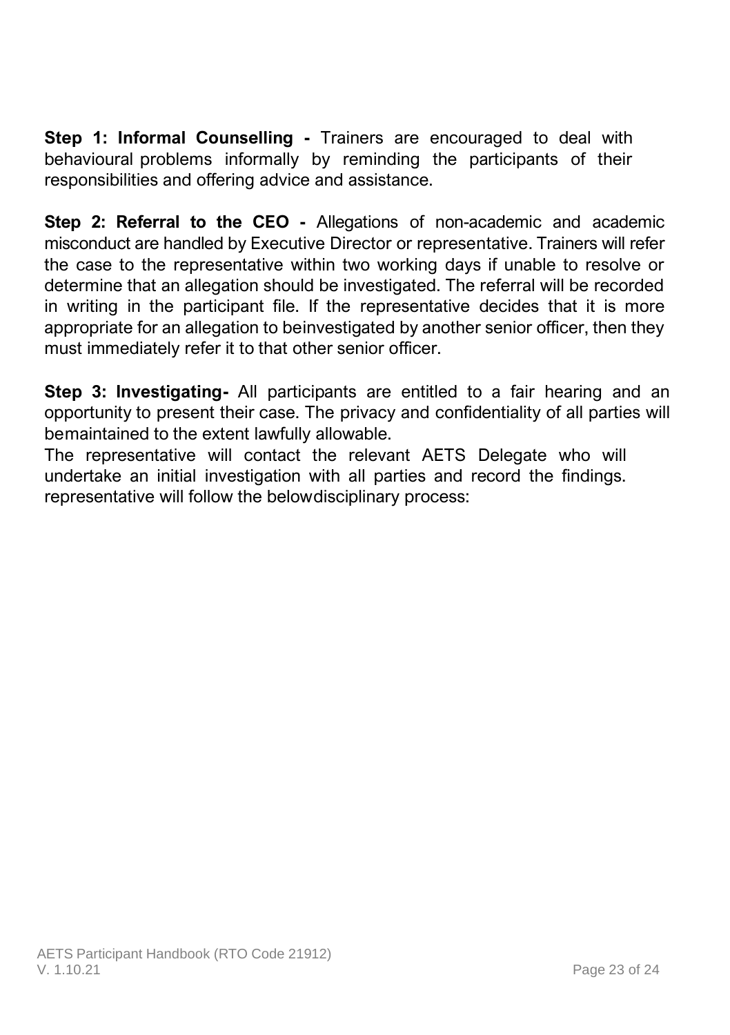**Step 1: Informal Counselling -** Trainers are encouraged to deal with behavioural problems informally by reminding the participants of their responsibilities and offering advice and assistance.

**Step 2: Referral to the CEO -** Allegations of non-academic and academic misconduct are handled by Executive Director or representative. Trainers will refer the case to the representative within two working days if unable to resolve or determine that an allegation should be investigated. The referral will be recorded in writing in the participant file. If the representative decides that it is more appropriate for an allegation to beinvestigated by another senior officer, then they must immediately refer it to that other senior officer.

**Step 3: Investigating-** All participants are entitled to a fair hearing and an opportunity to present their case. The privacy and confidentiality of all parties will bemaintained to the extent lawfully allowable.

The representative will contact the relevant AETS Delegate who will undertake an initial investigation with all parties and record the findings. representative will follow the belowdisciplinary process: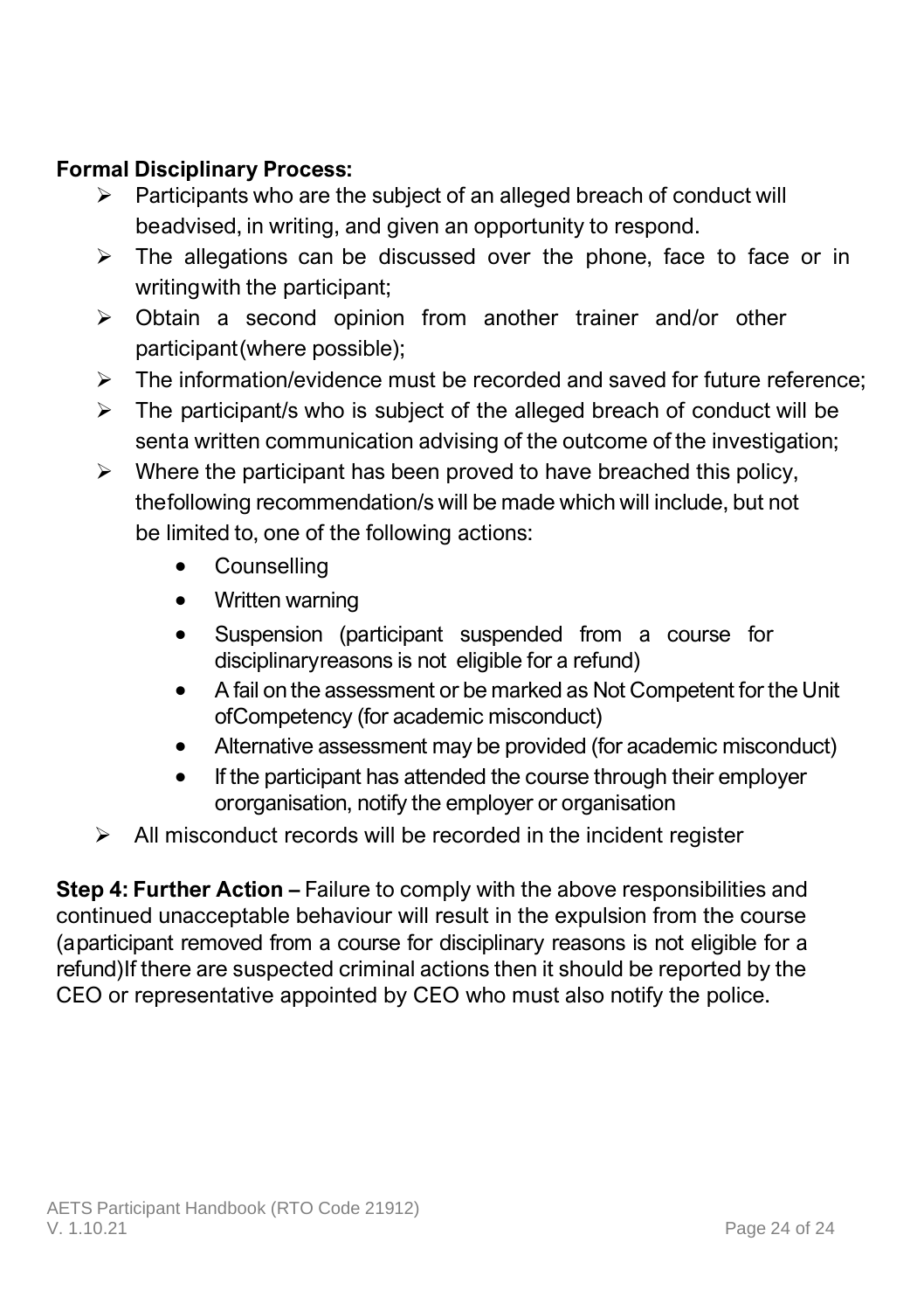**Formal Disciplinary Process:**

- Participants who are the subject of an alleged breach of conduct will beadvised, in writing, and given an opportunity to respond.
- The allegations can be discussed over the phone, face to face or in writingwith the participant;
- Obtain a second opinion from another trainer and/or other participant(where possible);
- The information/evidence must be recorded and saved for future reference;
- The participant/s who is subject of the alleged breach of conduct will be senta written communication advising of the outcome of the investigation;
- Where the participant has been proved to have breached this policy, thefollowing recommendation/s will be made which will include, but not be limited to, one of the following actions:
  - Counselling
  - Written warning
  - Suspension (participant suspended from a course for disciplinaryreasons is not eligible for a refund)
  - A fail on the assessment or be marked as Not Competent for the Unit ofCompetency (for academic misconduct)
  - Alternative assessment may be provided (for academic misconduct)
  - If the participant has attended the course through their employer ororganisation, notify the employer or organisation
- All misconduct records will be recorded in the incident register

**Step 4: Further Action –** Failure to comply with the above responsibilities and continued unacceptable behaviour will result in the expulsion from the course (aparticipant removed from a course for disciplinary reasons is not eligible for a refund)If there are suspected criminal actions then it should be reported by the CEO or representative appointed by CEO who must also notify the police.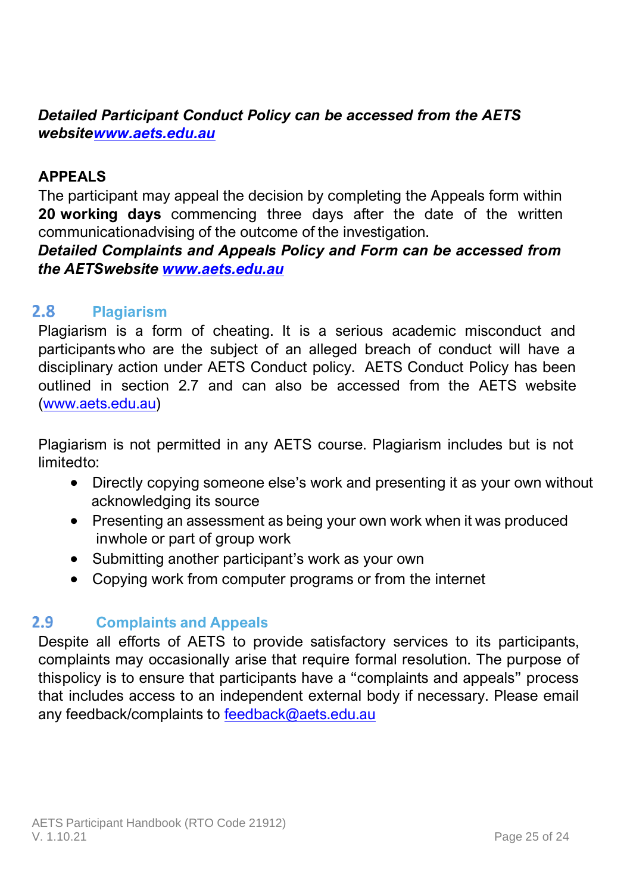***Detailed Participant Conduct Policy can be accessed from the AETS websitewww.aets.edu.au***

**APPEALS**

The participant may appeal the decision by completing the Appeals form within **20 working days** commencing three days after the date of the written communicationadvising of the outcome of the investigation.

***Detailed Complaints and Appeals Policy and Form can be accessed from the AETSwebsite www.aets.edu.au***

## 2.8 Plagiarism

Plagiarism is a form of cheating. It is a serious academic misconduct and participants who are the subject of an alleged breach of conduct will have a disciplinary action under AETS Conduct policy. AETS Conduct Policy has been outlined in section 2.7 and can also be accessed from the AETS website (www.aets.edu.au)

Plagiarism is not permitted in any AETS course. Plagiarism includes but is not limitedto:

- Directly copying someone else's work and presenting it as your own without acknowledging its source
- Presenting an assessment as being your own work when it was produced inwhole or part of group work
- Submitting another participant's work as your own
- Copying work from computer programs or from the internet

## 2.9 Complaints and Appeals

Despite all efforts of AETS to provide satisfactory services to its participants, complaints may occasionally arise that require formal resolution. The purpose of thispolicy is to ensure that participants have a "complaints and appeals" process that includes access to an independent external body if necessary. Please email any feedback/complaints to feedback@aets.edu.au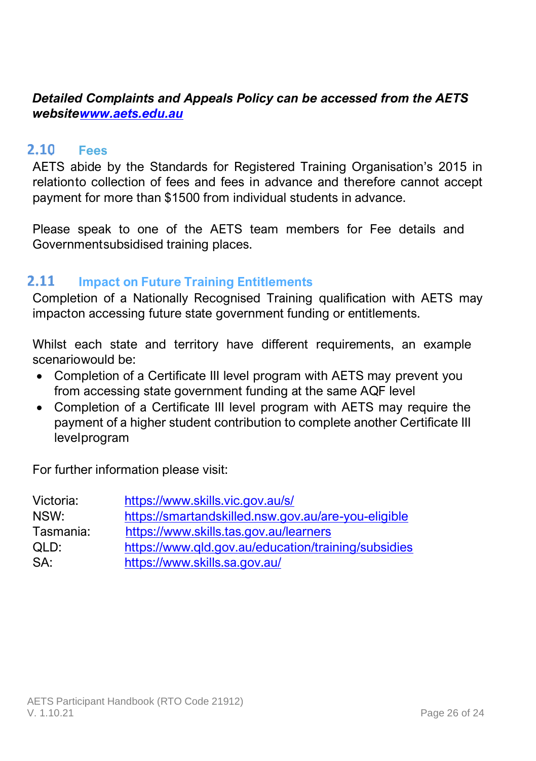***Detailed Complaints and Appeals Policy can be accessed from the AETS websitewww.aets.edu.au***

## 2.10 Fees

AETS abide by the Standards for Registered Training Organisation's 2015 in relationto collection of fees and fees in advance and therefore cannot accept payment for more than $1500 from individual students in advance.

Please speak to one of the AETS team members for Fee details and Governmentsubsidised training places.

## 2.11 Impact on Future Training Entitlements

Completion of a Nationally Recognised Training qualification with AETS may impacton accessing future state government funding or entitlements.

Whilst each state and territory have different requirements, an example scenariowould be:

- Completion of a Certificate III level program with AETS may prevent you from accessing state government funding at the same AQF level
- Completion of a Certificate III level program with AETS may require the payment of a higher student contribution to complete another Certificate III levelprogram

For further information please visit:

| | |
|---|---|
| Victoria: | https://www.skills.vic.gov.au/s/ |
| NSW: | https://smartandskilled.nsw.gov.au/are-you-eligible |
| Tasmania: | https://www.skills.tas.gov.au/learners |
| QLD: | https://www.qld.gov.au/education/training/subsidies |
| SA: | https://www.skills.sa.gov.au/ |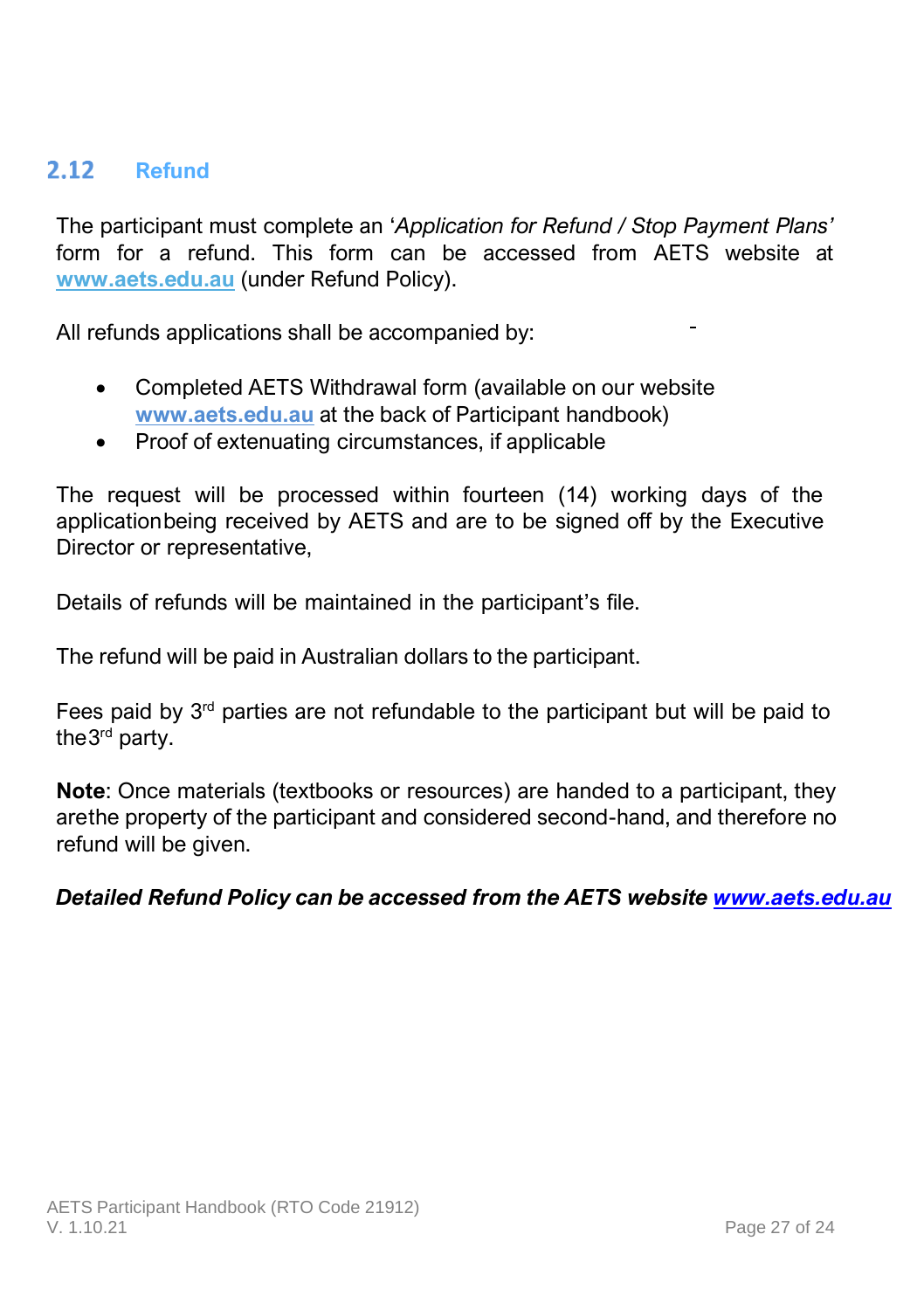## 2.12 Refund

The participant must complete an '*Application for Refund / Stop Payment Plans'* form for a refund. This form can be accessed from AETS website at www.aets.edu.au (under Refund Policy).

All refunds applications shall be accompanied by:

- Completed AETS Withdrawal form (available on our website www.aets.edu.au at the back of Participant handbook)
- Proof of extenuating circumstances, if applicable

The request will be processed within fourteen (14) working days of the applicationbeing received by AETS and are to be signed off by the Executive Director or representative,

Details of refunds will be maintained in the participant's file.

The refund will be paid in Australian dollars to the participant.

Fees paid by 3rd parties are not refundable to the participant but will be paid to the3rd party.

**Note**: Once materials (textbooks or resources) are handed to a participant, they arethe property of the participant and considered second-hand, and therefore no refund will be given.

***Detailed Refund Policy can be accessed from the AETS website www.aets.edu.au***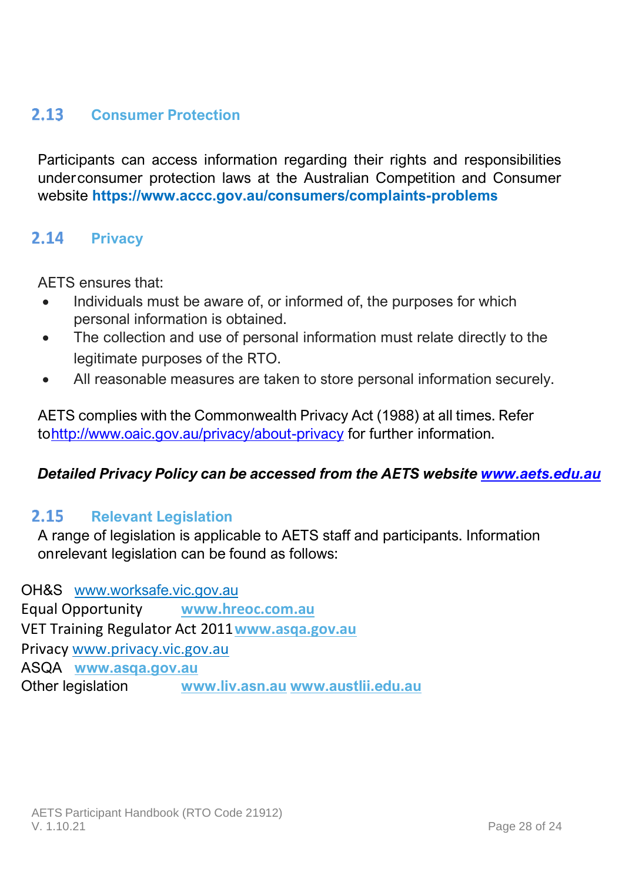## 2.13 Consumer Protection

Participants can access information regarding their rights and responsibilities underconsumer protection laws at the Australian Competition and Consumer website **https://www.accc.gov.au/consumers/complaints-problems**

## 2.14 Privacy

AETS ensures that:

- Individuals must be aware of, or informed of, the purposes for which personal information is obtained.
- The collection and use of personal information must relate directly to the legitimate purposes of the RTO.
- All reasonable measures are taken to store personal information securely.

AETS complies with the Commonwealth Privacy Act (1988) at all times. Refer tohttp://www.oaic.gov.au/privacy/about-privacy for further information.

***Detailed Privacy Policy can be accessed from the AETS website www.aets.edu.au***

## 2.15 Relevant Legislation

A range of legislation is applicable to AETS staff and participants. Information onrelevant legislation can be found as follows:

OH&S www.worksafe.vic.gov.au
Equal Opportunity **www.hreoc.com.au**
VET Training Regulator Act 2011 **www.asqa.gov.au**
Privacy www.privacy.vic.gov.au
ASQA **www.asqa.gov.au**
Other legislation **www.liv.asn.au** **www.austlii.edu.au**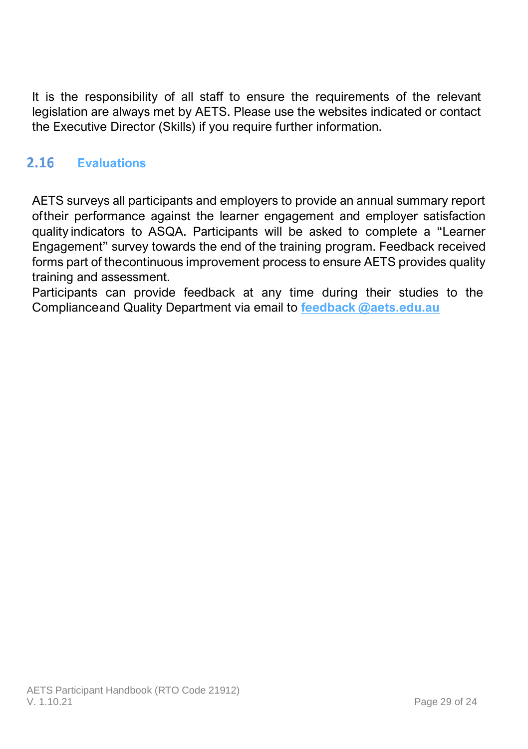It is the responsibility of all staff to ensure the requirements of the relevant legislation are always met by AETS. Please use the websites indicated or contact the Executive Director (Skills) if you require further information.

## 2.16 Evaluations

AETS surveys all participants and employers to provide an annual summary report of their performance against the learner engagement and employer satisfaction quality indicators to ASQA. Participants will be asked to complete a "Learner Engagement" survey towards the end of the training program. Feedback received forms part of the continuous improvement process to ensure AETS provides quality training and assessment.

Participants can provide feedback at any time during their studies to the Compliance and Quality Department via email to **feedback @aets.edu.au**